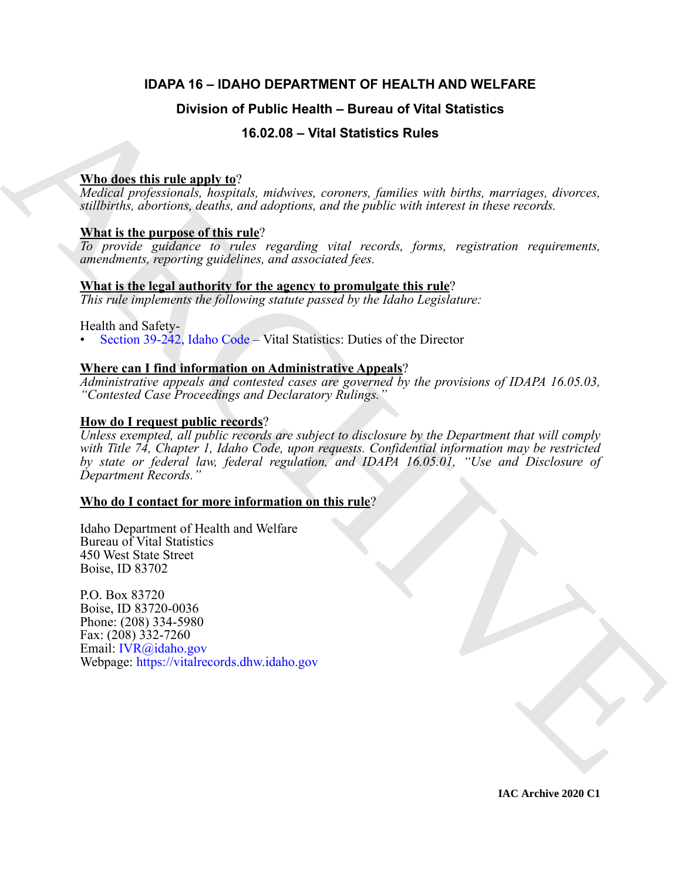# IDAPA 16 – IDAHO DEPARTMENT OF HEALTH AND WELFARE

## Division of Public Health – Bureau of Vital Statistics

## 16.02.08 – Vital Statistics Rules

**Who does this rule apply to?**
*Medical professionals, hospitals, midwives, coroners, families with births, marriages, divorces, stillbirths, abortions, deaths, and adoptions, and the public with interest in these records.*

**What is the purpose of this rule?**
*To provide guidance to rules regarding vital records, forms, registration requirements, amendments, reporting guidelines, and associated fees.*

**What is the legal authority for the agency to promulgate this rule?**
*This rule implements the following statute passed by the Idaho Legislature:*

Health and Safety-
- Section 39-242, Idaho Code – Vital Statistics: Duties of the Director

**Where can I find information on Administrative Appeals?**
*Administrative appeals and contested cases are governed by the provisions of IDAPA 16.05.03, "Contested Case Proceedings and Declaratory Rulings."*

**How do I request public records?**
*Unless exempted, all public records are subject to disclosure by the Department that will comply with Title 74, Chapter 1, Idaho Code, upon requests. Confidential information may be restricted by state or federal law, federal regulation, and IDAPA 16.05.01, "Use and Disclosure of Department Records."*

**Who do I contact for more information on this rule?**

Idaho Department of Health and Welfare
Bureau of Vital Statistics
450 West State Street
Boise, ID 83702

P.O. Box 83720
Boise, ID 83720-0036
Phone: (208) 334-5980
Fax: (208) 332-7260
Email: IVR@idaho.gov
Webpage: https://vitalrecords.dhw.idaho.gov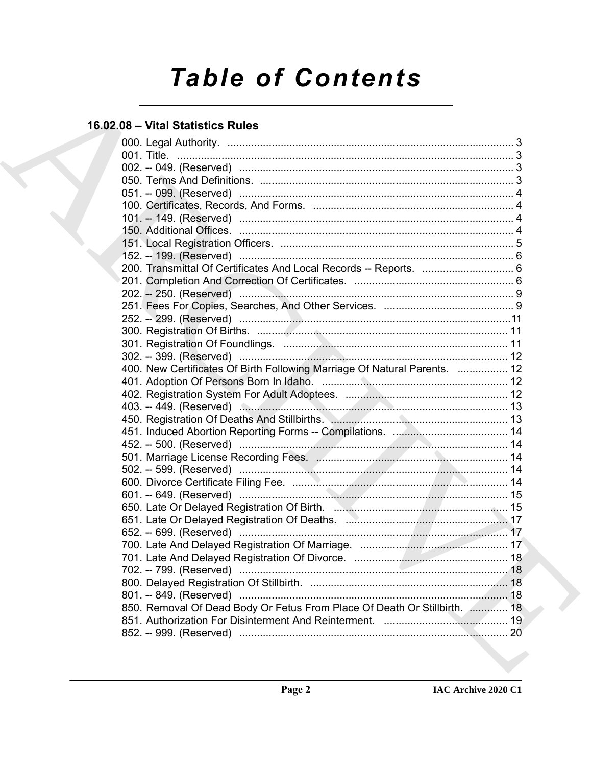# Table of Contents

## 16.02.08 – Vital Statistics Rules

000. Legal Authority. ........................................................................................ 3
001. Title. ........................................................................................................ 3
002. -- 049. (Reserved) ................................................................................... 3
050. Terms And Definitions. ........................................................................... 3
051. -- 099. (Reserved) ................................................................................... 4
100. Certificates, Records, And Forms. ........................................................... 4
101. -- 149. (Reserved) ................................................................................... 4
150. Additional Offices. .................................................................................. 4
151. Local Registration Officers. ..................................................................... 5
152. -- 199. (Reserved) ................................................................................... 6
200. Transmittal Of Certificates And Local Records -- Reports. ........................ 6
201. Completion And Correction Of Certificates. ............................................. 6
202. -- 250. (Reserved) ................................................................................... 9
251. Fees For Copies, Searches, And Other Services. ....................................... 9
252. -- 299. (Reserved) ..................................................................................11
300. Registration Of Births. ............................................................................ 11
301. Registration Of Foundlings. .................................................................... 11
302. -- 399. (Reserved) ................................................................................. 12
400. New Certificates Of Birth Following Marriage Of Natural Parents. ........... 12
401. Adoption Of Persons Born In Idaho. ....................................................... 12
402. Registration System For Adult Adoptees. ............................................... 12
403. -- 449. (Reserved) ................................................................................. 13
450. Registration Of Deaths And Stillbirths. ................................................... 13
451. Induced Abortion Reporting Forms -- Compilations. ............................... 14
452. -- 500. (Reserved) ................................................................................. 14
501. Marriage License Recording Fees. .......................................................... 14
502. -- 599. (Reserved) ................................................................................. 14
600. Divorce Certificate Filing Fee. ................................................................ 14
601. -- 649. (Reserved) ................................................................................. 15
650. Late Or Delayed Registration Of Birth. ................................................... 15
651. Late Or Delayed Registration Of Deaths. ................................................ 17
652. -- 699. (Reserved) ................................................................................. 17
700. Late And Delayed Registration Of Marriage. ........................................... 17
701. Late And Delayed Registration Of Divorce. ............................................. 18
702. -- 799. (Reserved) ................................................................................. 18
800. Delayed Registration Of Stillbirth. .......................................................... 18
801. -- 849. (Reserved) ................................................................................. 18
850. Removal Of Dead Body Or Fetus From Place Of Death Or Stillbirth. ......... 18
851. Authorization For Disinterment And Reinterment. .................................. 19
852. -- 999. (Reserved) ................................................................................. 20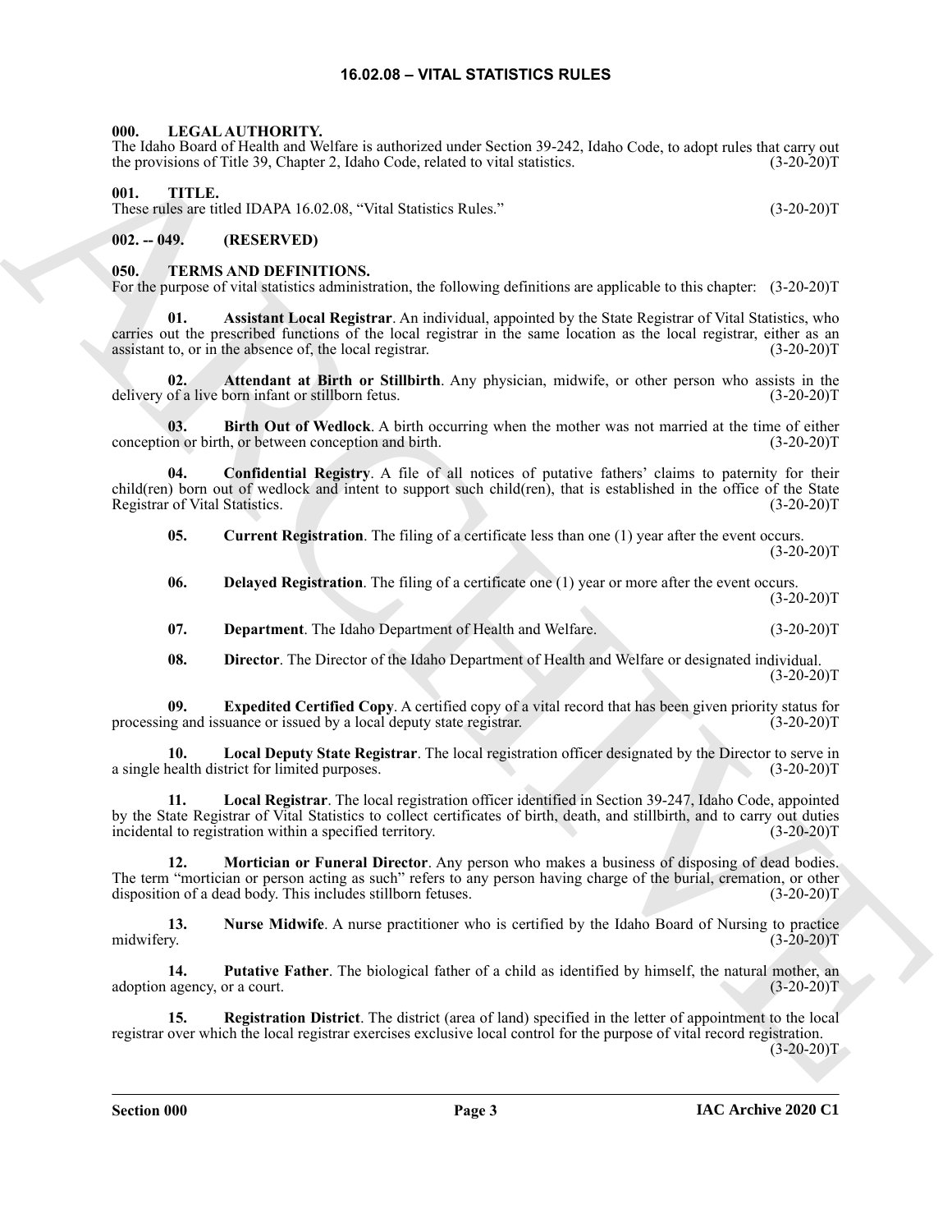# 16.02.08 – VITAL STATISTICS RULES

## 000. LEGAL AUTHORITY.

The Idaho Board of Health and Welfare is authorized under Section 39-242, Idaho Code, to adopt rules that carry out the provisions of Title 39, Chapter 2, Idaho Code, related to vital statistics. (3-20-20)T

## 001. TITLE.

These rules are titled IDAPA 16.02.08, "Vital Statistics Rules." (3-20-20)T

## 002. -- 049. (RESERVED)

## 050. TERMS AND DEFINITIONS.

For the purpose of vital statistics administration, the following definitions are applicable to this chapter: (3-20-20)T

**01. Assistant Local Registrar**. An individual, appointed by the State Registrar of Vital Statistics, who carries out the prescribed functions of the local registrar in the same location as the local registrar, either as an assistant to, or in the absence of, the local registrar. (3-20-20)T

**02. Attendant at Birth or Stillbirth**. Any physician, midwife, or other person who assists in the delivery of a live born infant or stillborn fetus. (3-20-20)T

**03. Birth Out of Wedlock**. A birth occurring when the mother was not married at the time of either conception or birth, or between conception and birth. (3-20-20)T

**04. Confidential Registry**. A file of all notices of putative fathers' claims to paternity for their child(ren) born out of wedlock and intent to support such child(ren), that is established in the office of the State Registrar of Vital Statistics. (3-20-20)T

**05. Current Registration**. The filing of a certificate less than one (1) year after the event occurs. (3-20-20)T

**06. Delayed Registration**. The filing of a certificate one (1) year or more after the event occurs. (3-20-20)T

**07. Department**. The Idaho Department of Health and Welfare. (3-20-20)T

**08. Director**. The Director of the Idaho Department of Health and Welfare or designated individual. (3-20-20)T

**09. Expedited Certified Copy**. A certified copy of a vital record that has been given priority status for processing and issuance or issued by a local deputy state registrar. (3-20-20)T

**10. Local Deputy State Registrar**. The local registration officer designated by the Director to serve in a single health district for limited purposes. (3-20-20)T

**11. Local Registrar**. The local registration officer identified in Section 39-247, Idaho Code, appointed by the State Registrar of Vital Statistics to collect certificates of birth, death, and stillbirth, and to carry out duties incidental to registration within a specified territory. (3-20-20)T

**12. Mortician or Funeral Director**. Any person who makes a business of disposing of dead bodies. The term "mortician or person acting as such" refers to any person having charge of the burial, cremation, or other disposition of a dead body. This includes stillborn fetuses. (3-20-20)T

**13. Nurse Midwife**. A nurse practitioner who is certified by the Idaho Board of Nursing to practice midwifery. (3-20-20)T

**14. Putative Father**. The biological father of a child as identified by himself, the natural mother, an adoption agency, or a court. (3-20-20)T

**15. Registration District**. The district (area of land) specified in the letter of appointment to the local registrar over which the local registrar exercises exclusive local control for the purpose of vital record registration. (3-20-20)T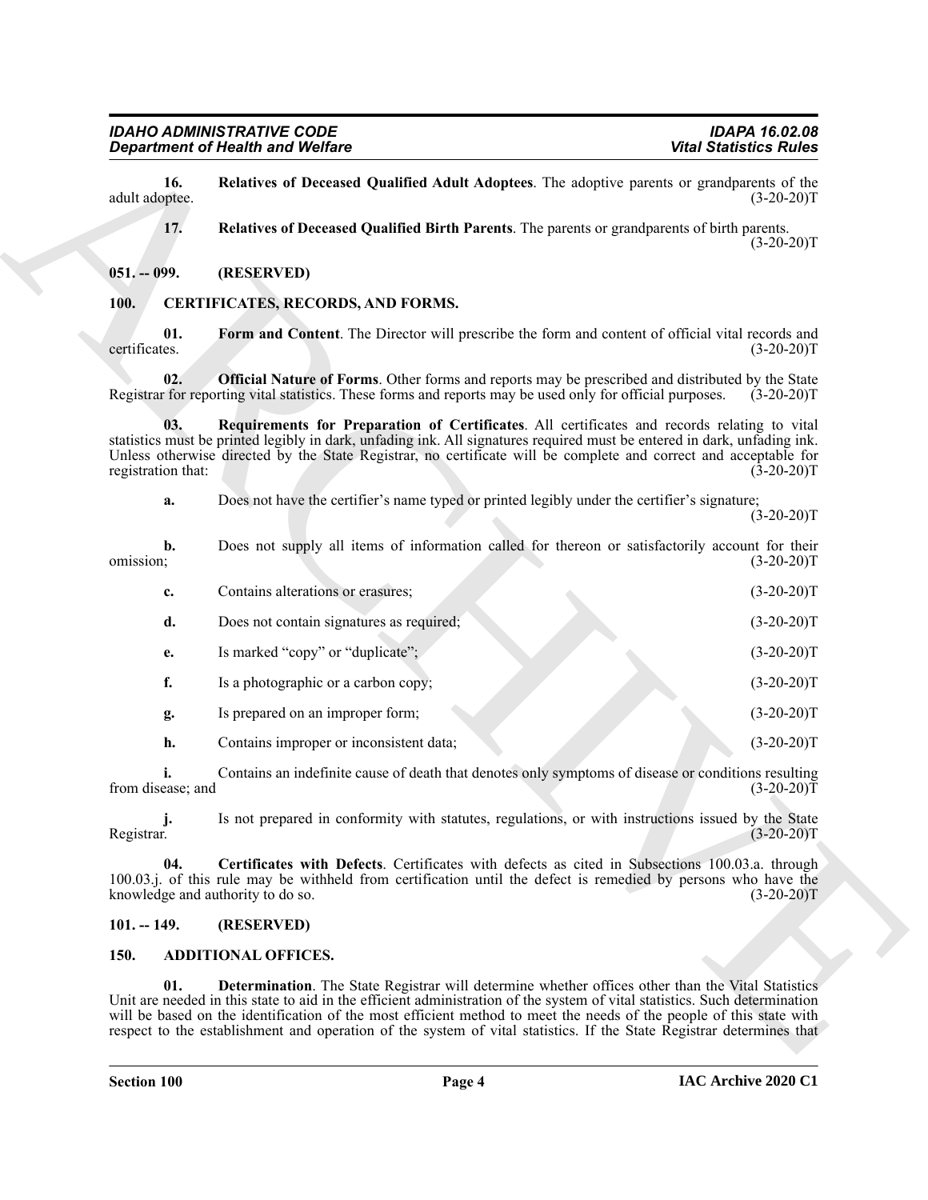**16. Relatives of Deceased Qualified Adult Adoptees**. The adoptive parents or grandparents of the adult adoptee. (3-20-20)T

**17. Relatives of Deceased Qualified Birth Parents**. The parents or grandparents of birth parents. (3-20-20)T

## 051. -- 099. (RESERVED)

## 100. CERTIFICATES, RECORDS, AND FORMS.

**01. Form and Content**. The Director will prescribe the form and content of official vital records and certificates. (3-20-20)T

**02. Official Nature of Forms**. Other forms and reports may be prescribed and distributed by the State Registrar for reporting vital statistics. These forms and reports may be used only for official purposes. (3-20-20)T

**03. Requirements for Preparation of Certificates**. All certificates and records relating to vital statistics must be printed legibly in dark, unfading ink. All signatures required must be entered in dark, unfading ink. Unless otherwise directed by the State Registrar, no certificate will be complete and correct and acceptable for registration that: (3-20-20)T

**a.** Does not have the certifier's name typed or printed legibly under the certifier's signature; (3-20-20)T

**b.** Does not supply all items of information called for thereon or satisfactorily account for their omission; (3-20-20)T

**c.** Contains alterations or erasures; (3-20-20)T

**d.** Does not contain signatures as required; (3-20-20)T

**e.** Is marked "copy" or "duplicate"; (3-20-20)T

**f.** Is a photographic or a carbon copy; (3-20-20)T

**g.** Is prepared on an improper form; (3-20-20)T

**h.** Contains improper or inconsistent data; (3-20-20)T

**i.** Contains an indefinite cause of death that denotes only symptoms of disease or conditions resulting from disease; and (3-20-20)T

**j.** Is not prepared in conformity with statutes, regulations, or with instructions issued by the State Registrar. (3-20-20)T

**04. Certificates with Defects**. Certificates with defects as cited in Subsections 100.03.a. through 100.03.j. of this rule may be withheld from certification until the defect is remedied by persons who have the knowledge and authority to do so. (3-20-20)T

## 101. -- 149. (RESERVED)

## 150. ADDITIONAL OFFICES.

**01. Determination**. The State Registrar will determine whether offices other than the Vital Statistics Unit are needed in this state to aid in the efficient administration of the system of vital statistics. Such determination will be based on the identification of the most efficient method to meet the needs of the people of this state with respect to the establishment and operation of the system of vital statistics. If the State Registrar determines that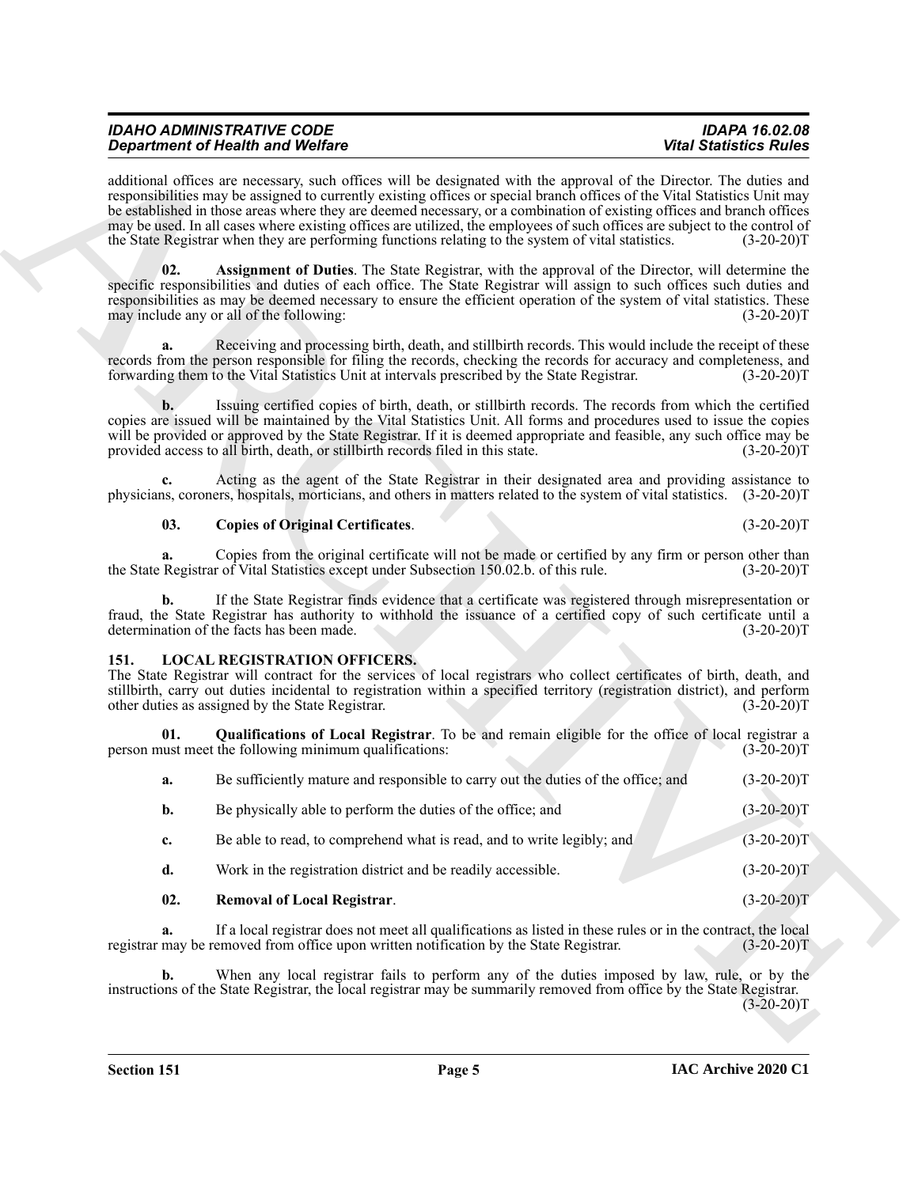additional offices are necessary, such offices will be designated with the approval of the Director. The duties and responsibilities may be assigned to currently existing offices or special branch offices of the Vital Statistics Unit may be established in those areas where they are deemed necessary, or a combination of existing offices and branch offices may be used. In all cases where existing offices are utilized, the employees of such offices are subject to the control of the State Registrar when they are performing functions relating to the system of vital statistics. (3-20-20)T

**02. Assignment of Duties**. The State Registrar, with the approval of the Director, will determine the specific responsibilities and duties of each office. The State Registrar will assign to such offices such duties and responsibilities as may be deemed necessary to ensure the efficient operation of the system of vital statistics. These may include any or all of the following: (3-20-20)T

**a.** Receiving and processing birth, death, and stillbirth records. This would include the receipt of these records from the person responsible for filing the records, checking the records for accuracy and completeness, and forwarding them to the Vital Statistics Unit at intervals prescribed by the State Registrar. (3-20-20)T

**b.** Issuing certified copies of birth, death, or stillbirth records. The records from which the certified copies are issued will be maintained by the Vital Statistics Unit. All forms and procedures used to issue the copies will be provided or approved by the State Registrar. If it is deemed appropriate and feasible, any such office may be provided access to all birth, death, or stillbirth records filed in this state. (3-20-20)T

**c.** Acting as the agent of the State Registrar in their designated area and providing assistance to physicians, coroners, hospitals, morticians, and others in matters related to the system of vital statistics. (3-20-20)T

**03. Copies of Original Certificates**. (3-20-20)T

**a.** Copies from the original certificate will not be made or certified by any firm or person other than the State Registrar of Vital Statistics except under Subsection 150.02.b. of this rule. (3-20-20)T

**b.** If the State Registrar finds evidence that a certificate was registered through misrepresentation or fraud, the State Registrar has authority to withhold the issuance of a certified copy of such certificate until a determination of the facts has been made. (3-20-20)T

## 151. LOCAL REGISTRATION OFFICERS.

The State Registrar will contract for the services of local registrars who collect certificates of birth, death, and stillbirth, carry out duties incidental to registration within a specified territory (registration district), and perform other duties as assigned by the State Registrar. (3-20-20)T

**01. Qualifications of Local Registrar**. To be and remain eligible for the office of local registrar a person must meet the following minimum qualifications: (3-20-20)T

**a.** Be sufficiently mature and responsible to carry out the duties of the office; and (3-20-20)T

**b.** Be physically able to perform the duties of the office; and (3-20-20)T

**c.** Be able to read, to comprehend what is read, and to write legibly; and (3-20-20)T

**d.** Work in the registration district and be readily accessible. (3-20-20)T

**02. Removal of Local Registrar**. (3-20-20)T

**a.** If a local registrar does not meet all qualifications as listed in these rules or in the contract, the local registrar may be removed from office upon written notification by the State Registrar. (3-20-20)T

**b.** When any local registrar fails to perform any of the duties imposed by law, rule, or by the instructions of the State Registrar, the local registrar may be summarily removed from office by the State Registrar. (3-20-20)T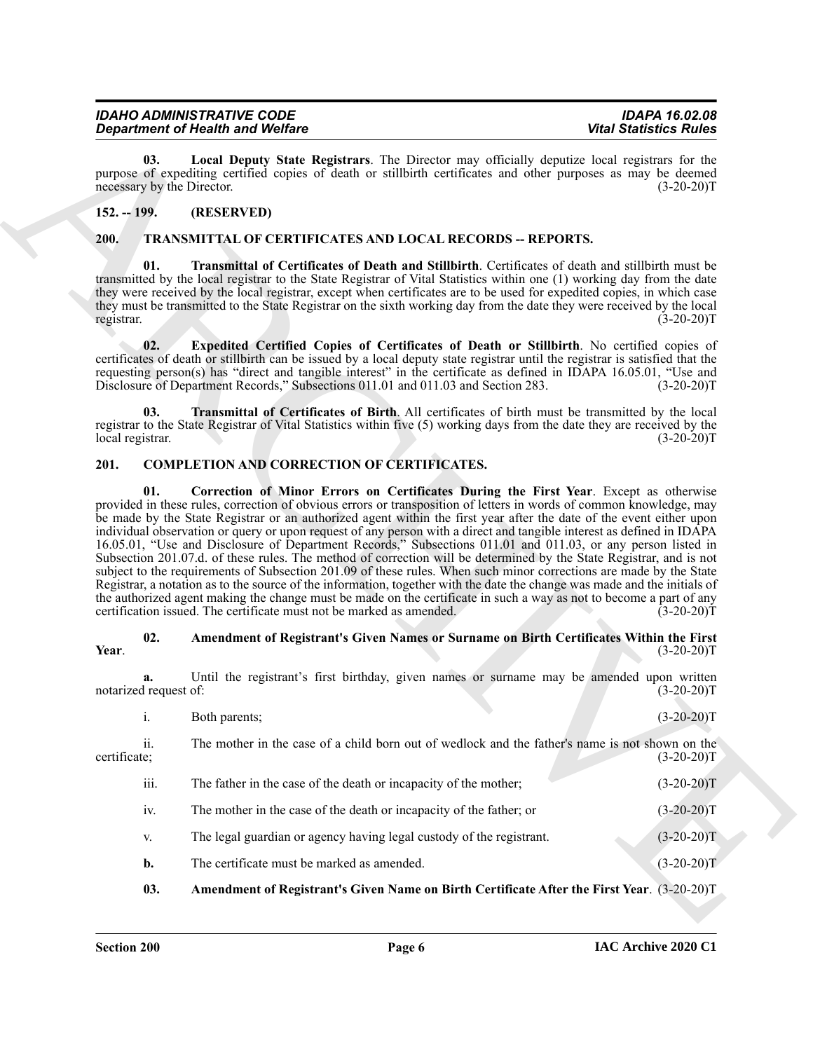**03. Local Deputy State Registrars**. The Director may officially deputize local registrars for the purpose of expediting certified copies of death or stillbirth certificates and other purposes as may be deemed necessary by the Director. (3-20-20)T

## 152. -- 199. (RESERVED)

## 200. TRANSMITTAL OF CERTIFICATES AND LOCAL RECORDS -- REPORTS.

**01. Transmittal of Certificates of Death and Stillbirth**. Certificates of death and stillbirth must be transmitted by the local registrar to the State Registrar of Vital Statistics within one (1) working day from the date they were received by the local registrar, except when certificates are to be used for expedited copies, in which case they must be transmitted to the State Registrar on the sixth working day from the date they were received by the local registrar. (3-20-20)T

**02. Expedited Certified Copies of Certificates of Death or Stillbirth**. No certified copies of certificates of death or stillbirth can be issued by a local deputy state registrar until the registrar is satisfied that the requesting person(s) has "direct and tangible interest" in the certificate as defined in IDAPA 16.05.01, "Use and Disclosure of Department Records," Subsections 011.01 and 011.03 and Section 283. (3-20-20)T

**03. Transmittal of Certificates of Birth**. All certificates of birth must be transmitted by the local registrar to the State Registrar of Vital Statistics within five (5) working days from the date they are received by the local registrar. (3-20-20)T

## 201. COMPLETION AND CORRECTION OF CERTIFICATES.

**01. Correction of Minor Errors on Certificates During the First Year**. Except as otherwise provided in these rules, correction of obvious errors or transposition of letters in words of common knowledge, may be made by the State Registrar or an authorized agent within the first year after the date of the event either upon individual observation or query or upon request of any person with a direct and tangible interest as defined in IDAPA 16.05.01, "Use and Disclosure of Department Records," Subsections 011.01 and 011.03, or any person listed in Subsection 201.07.d. of these rules. The method of correction will be determined by the State Registrar, and is not subject to the requirements of Subsection 201.09 of these rules. When such minor corrections are made by the State Registrar, a notation as to the source of the information, together with the date the change was made and the initials of the authorized agent making the change must be made on the certificate in such a way as not to become a part of any certification issued. The certificate must not be marked as amended. (3-20-20)T

**02. Amendment of Registrant's Given Names or Surname on Birth Certificates Within the First Year**. (3-20-20)T

**a.** Until the registrant's first birthday, given names or surname may be amended upon written notarized request of: (3-20-20)T

i. Both parents; (3-20-20)T

ii. The mother in the case of a child born out of wedlock and the father's name is not shown on the certificate; (3-20-20)T

iii. The father in the case of the death or incapacity of the mother; (3-20-20)T

iv. The mother in the case of the death or incapacity of the father; or (3-20-20)T

v. The legal guardian or agency having legal custody of the registrant. (3-20-20)T

**b.** The certificate must be marked as amended. (3-20-20)T

**03. Amendment of Registrant's Given Name on Birth Certificate After the First Year**. (3-20-20)T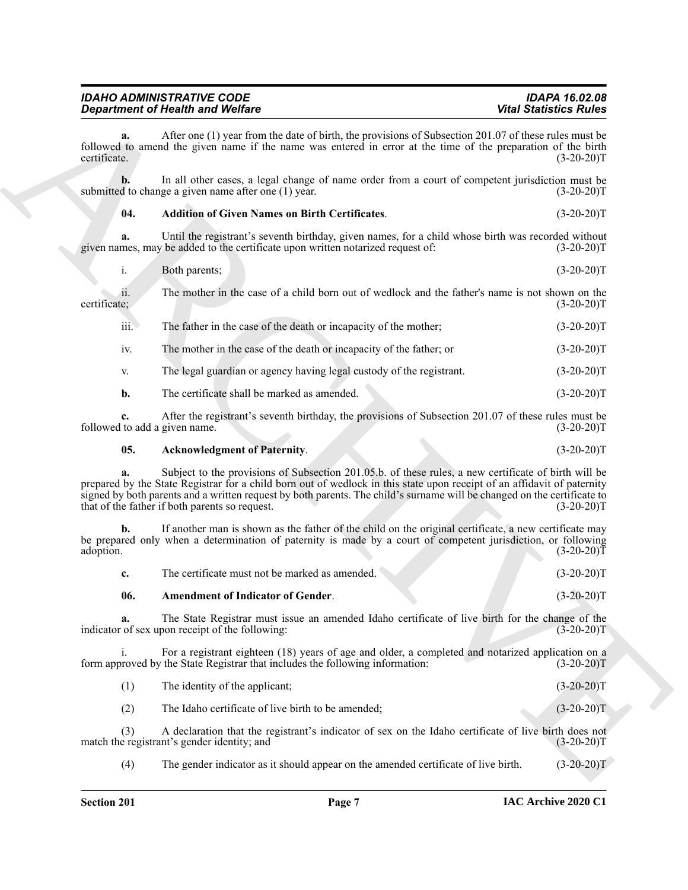**a.** After one (1) year from the date of birth, the provisions of Subsection 201.07 of these rules must be followed to amend the given name if the name was entered in error at the time of the preparation of the birth certificate. (3-20-20)T

**b.** In all other cases, a legal change of name order from a court of competent jurisdiction must be submitted to change a given name after one (1) year. (3-20-20)T

**04. Addition of Given Names on Birth Certificates**. (3-20-20)T

**a.** Until the registrant's seventh birthday, given names, for a child whose birth was recorded without given names, may be added to the certificate upon written notarized request of: (3-20-20)T

i. Both parents; (3-20-20)T

ii. The mother in the case of a child born out of wedlock and the father's name is not shown on the certificate; (3-20-20)T

iii. The father in the case of the death or incapacity of the mother; (3-20-20)T

iv. The mother in the case of the death or incapacity of the father; or (3-20-20)T

v. The legal guardian or agency having legal custody of the registrant. (3-20-20)T

**b.** The certificate shall be marked as amended. (3-20-20)T

**c.** After the registrant's seventh birthday, the provisions of Subsection 201.07 of these rules must be followed to add a given name. (3-20-20)T

**05. Acknowledgment of Paternity**. (3-20-20)T

**a.** Subject to the provisions of Subsection 201.05.b. of these rules, a new certificate of birth will be prepared by the State Registrar for a child born out of wedlock in this state upon receipt of an affidavit of paternity signed by both parents and a written request by both parents. The child's surname will be changed on the certificate to that of the father if both parents so request. (3-20-20)T

**b.** If another man is shown as the father of the child on the original certificate, a new certificate may be prepared only when a determination of paternity is made by a court of competent jurisdiction, or following adoption. (3-20-20)T

**c.** The certificate must not be marked as amended. (3-20-20)T

**06. Amendment of Indicator of Gender**. (3-20-20)T

**a.** The State Registrar must issue an amended Idaho certificate of live birth for the change of the indicator of sex upon receipt of the following: (3-20-20)T

i. For a registrant eighteen (18) years of age and older, a completed and notarized application on a form approved by the State Registrar that includes the following information: (3-20-20)T

(1) The identity of the applicant; (3-20-20)T

(2) The Idaho certificate of live birth to be amended; (3-20-20)T

(3) A declaration that the registrant's indicator of sex on the Idaho certificate of live birth does not match the registrant's gender identity; and (3-20-20)T

(4) The gender indicator as it should appear on the amended certificate of live birth. (3-20-20)T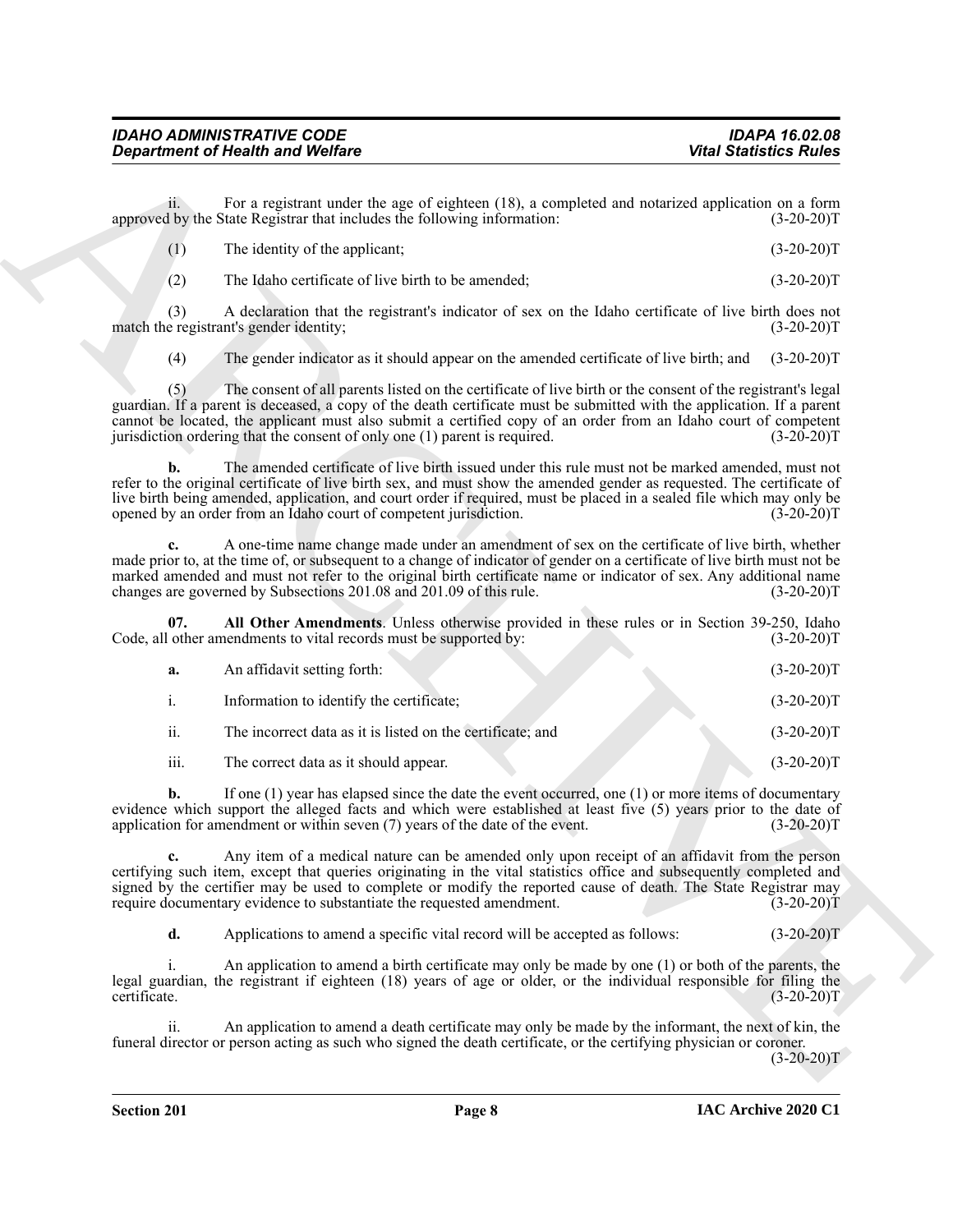ii. For a registrant under the age of eighteen (18), a completed and notarized application on a form approved by the State Registrar that includes the following information: (3-20-20)T

(1) The identity of the applicant; (3-20-20)T

(2) The Idaho certificate of live birth to be amended; (3-20-20)T

(3) A declaration that the registrant's indicator of sex on the Idaho certificate of live birth does not match the registrant's gender identity; (3-20-20)T

(4) The gender indicator as it should appear on the amended certificate of live birth; and (3-20-20)T

(5) The consent of all parents listed on the certificate of live birth or the consent of the registrant's legal guardian. If a parent is deceased, a copy of the death certificate must be submitted with the application. If a parent cannot be located, the applicant must also submit a certified copy of an order from an Idaho court of competent jurisdiction ordering that the consent of only one (1) parent is required. (3-20-20)T

**b.** The amended certificate of live birth issued under this rule must not be marked amended, must not refer to the original certificate of live birth sex, and must show the amended gender as requested. The certificate of live birth being amended, application, and court order if required, must be placed in a sealed file which may only be opened by an order from an Idaho court of competent jurisdiction. (3-20-20)T

**c.** A one-time name change made under an amendment of sex on the certificate of live birth, whether made prior to, at the time of, or subsequent to a change of indicator of gender on a certificate of live birth must not be marked amended and must not refer to the original birth certificate name or indicator of sex. Any additional name changes are governed by Subsections 201.08 and 201.09 of this rule. (3-20-20)T

**07. All Other Amendments**. Unless otherwise provided in these rules or in Section 39-250, Idaho Code, all other amendments to vital records must be supported by: (3-20-20)T

**a.** An affidavit setting forth: (3-20-20)T

i. Information to identify the certificate; (3-20-20)T

ii. The incorrect data as it is listed on the certificate; and (3-20-20)T

iii. The correct data as it should appear. (3-20-20)T

**b.** If one (1) year has elapsed since the date the event occurred, one (1) or more items of documentary evidence which support the alleged facts and which were established at least five (5) years prior to the date of application for amendment or within seven (7) years of the date of the event. (3-20-20)T

**c.** Any item of a medical nature can be amended only upon receipt of an affidavit from the person certifying such item, except that queries originating in the vital statistics office and subsequently completed and signed by the certifier may be used to complete or modify the reported cause of death. The State Registrar may require documentary evidence to substantiate the requested amendment. (3-20-20)T

**d.** Applications to amend a specific vital record will be accepted as follows: (3-20-20)T

i. An application to amend a birth certificate may only be made by one (1) or both of the parents, the legal guardian, the registrant if eighteen (18) years of age or older, or the individual responsible for filing the certificate. (3-20-20)T

ii. An application to amend a death certificate may only be made by the informant, the next of kin, the funeral director or person acting as such who signed the death certificate, or the certifying physician or coroner. (3-20-20)T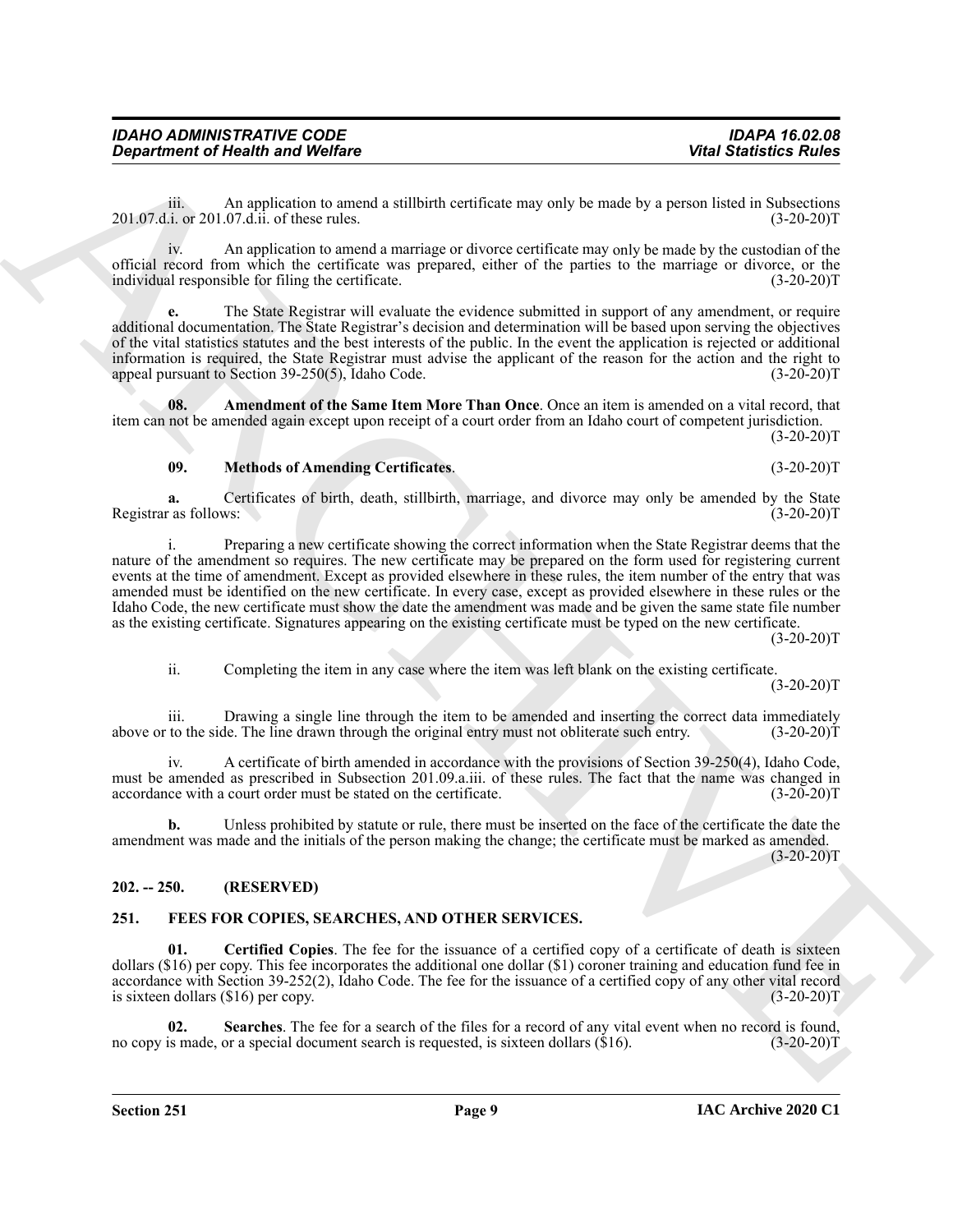iii. An application to amend a stillbirth certificate may only be made by a person listed in Subsections 201.07.d.i. or 201.07.d.ii. of these rules. (3-20-20)T

iv. An application to amend a marriage or divorce certificate may only be made by the custodian of the official record from which the certificate was prepared, either of the parties to the marriage or divorce, or the individual responsible for filing the certificate. (3-20-20)T

**e.** The State Registrar will evaluate the evidence submitted in support of any amendment, or require additional documentation. The State Registrar's decision and determination will be based upon serving the objectives of the vital statistics statutes and the best interests of the public. In the event the application is rejected or additional information is required, the State Registrar must advise the applicant of the reason for the action and the right to appeal pursuant to Section 39-250(5), Idaho Code. (3-20-20)T

**08. Amendment of the Same Item More Than Once**. Once an item is amended on a vital record, that item can not be amended again except upon receipt of a court order from an Idaho court of competent jurisdiction. (3-20-20)T

**09. Methods of Amending Certificates**. (3-20-20)T

**a.** Certificates of birth, death, stillbirth, marriage, and divorce may only be amended by the State Registrar as follows: (3-20-20)T

i. Preparing a new certificate showing the correct information when the State Registrar deems that the nature of the amendment so requires. The new certificate may be prepared on the form used for registering current events at the time of amendment. Except as provided elsewhere in these rules, the item number of the entry that was amended must be identified on the new certificate. In every case, except as provided elsewhere in these rules or the Idaho Code, the new certificate must show the date the amendment was made and be given the same state file number as the existing certificate. Signatures appearing on the existing certificate must be typed on the new certificate. (3-20-20)T

ii. Completing the item in any case where the item was left blank on the existing certificate. (3-20-20)T

iii. Drawing a single line through the item to be amended and inserting the correct data immediately above or to the side. The line drawn through the original entry must not obliterate such entry. (3-20-20)T

iv. A certificate of birth amended in accordance with the provisions of Section 39-250(4), Idaho Code, must be amended as prescribed in Subsection 201.09.a.iii. of these rules. The fact that the name was changed in accordance with a court order must be stated on the certificate. (3-20-20)T

**b.** Unless prohibited by statute or rule, there must be inserted on the face of the certificate the date the amendment was made and the initials of the person making the change; the certificate must be marked as amended. (3-20-20)T

## 202. -- 250. (RESERVED)

## 251. FEES FOR COPIES, SEARCHES, AND OTHER SERVICES.

**01. Certified Copies**. The fee for the issuance of a certified copy of a certificate of death is sixteen dollars ($16) per copy. This fee incorporates the additional one dollar ($1) coroner training and education fund fee in accordance with Section 39-252(2), Idaho Code. The fee for the issuance of a certified copy of any other vital record is sixteen dollars ($16) per copy. (3-20-20)T

**02. Searches**. The fee for a search of the files for a record of any vital event when no record is found, no copy is made, or a special document search is requested, is sixteen dollars ($16). (3-20-20)T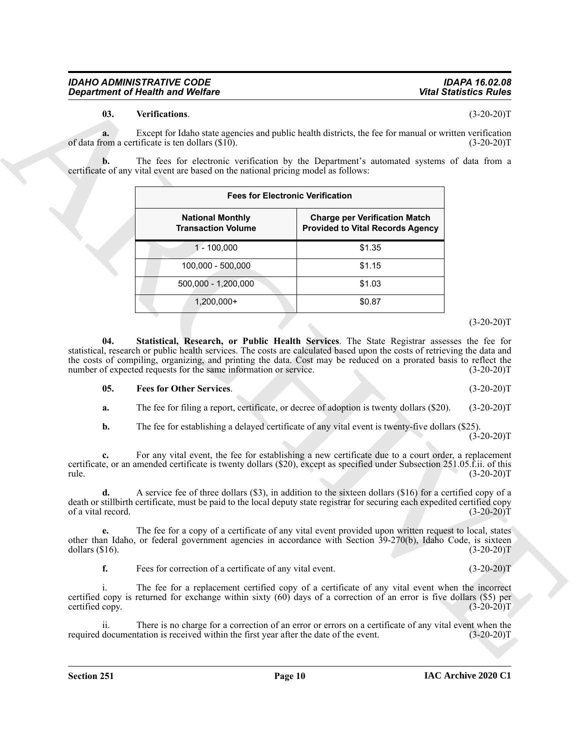**03. Verifications**. (3-20-20)T

**a.** Except for Idaho state agencies and public health districts, the fee for manual or written verification of data from a certificate is ten dollars ($10). (3-20-20)T

**b.** The fees for electronic verification by the Department's automated systems of data from a certificate of any vital event are based on the national pricing model as follows:

| Fees for Electronic Verification | |
|---|---|
| **National Monthly Transaction Volume** | **Charge per Verification Match Provided to Vital Records Agency** |
| 1 - 100,000 | $1.35 |
| 100,000 - 500,000 | $1.15 |
| 500,000 - 1,200,000 | $1.03 |
| 1,200,000+ | $0.87 |

(3-20-20)T

**04. Statistical, Research, or Public Health Services**. The State Registrar assesses the fee for statistical, research or public health services. The costs are calculated based upon the costs of retrieving the data and the costs of compiling, organizing, and printing the data. Cost may be reduced on a prorated basis to reflect the number of expected requests for the same information or service. (3-20-20)T

**05. Fees for Other Services**. (3-20-20)T

**a.** The fee for filing a report, certificate, or decree of adoption is twenty dollars ($20). (3-20-20)T

**b.** The fee for establishing a delayed certificate of any vital event is twenty-five dollars ($25). (3-20-20)T

**c.** For any vital event, the fee for establishing a new certificate due to a court order, a replacement certificate, or an amended certificate is twenty dollars ($20), except as specified under Subsection 251.05.f.ii. of this rule. (3-20-20)T

**d.** A service fee of three dollars ($3), in addition to the sixteen dollars ($16) for a certified copy of a death or stillbirth certificate, must be paid to the local deputy state registrar for securing each expedited certified copy of a vital record. (3-20-20)T

**e.** The fee for a copy of a certificate of any vital event provided upon written request to local, states other than Idaho, or federal government agencies in accordance with Section 39-270(b), Idaho Code, is sixteen dollars ($16). (3-20-20)T

**f.** Fees for correction of a certificate of any vital event. (3-20-20)T

i. The fee for a replacement certified copy of a certificate of any vital event when the incorrect certified copy is returned for exchange within sixty (60) days of a correction of an error is five dollars ($5) per certified copy. (3-20-20)T

ii. There is no charge for a correction of an error or errors on a certificate of any vital event when the required documentation is received within the first year after the date of the event. (3-20-20)T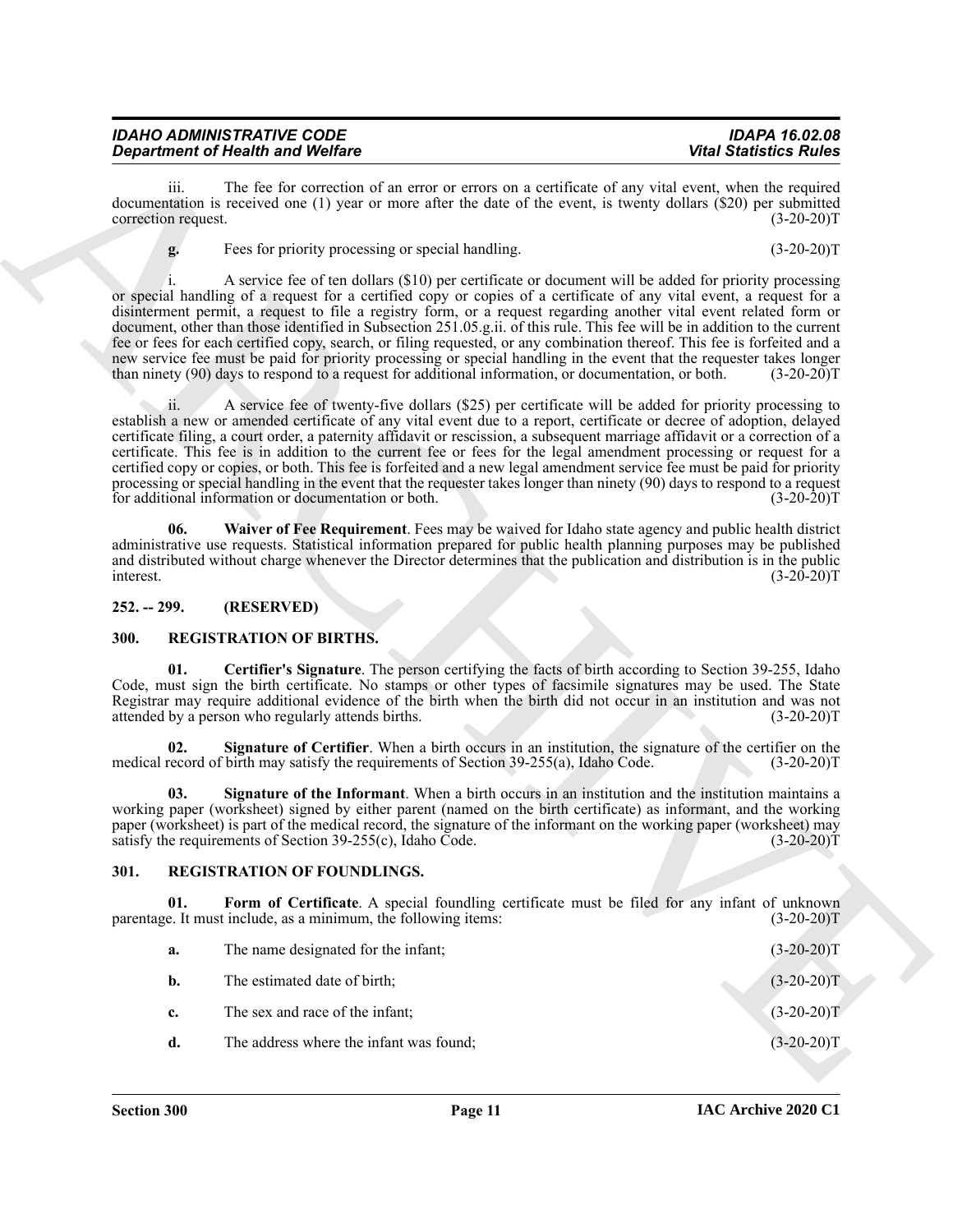iii. The fee for correction of an error or errors on a certificate of any vital event, when the required documentation is received one (1) year or more after the date of the event, is twenty dollars ($20) per submitted correction request. (3-20-20)T

**g.** Fees for priority processing or special handling. (3-20-20)T

i. A service fee of ten dollars ($10) per certificate or document will be added for priority processing or special handling of a request for a certified copy or copies of a certificate of any vital event, a request for a disinterment permit, a request to file a registry form, or a request regarding another vital event related form or document, other than those identified in Subsection 251.05.g.ii. of this rule. This fee will be in addition to the current fee or fees for each certified copy, search, or filing requested, or any combination thereof. This fee is forfeited and a new service fee must be paid for priority processing or special handling in the event that the requester takes longer than ninety (90) days to respond to a request for additional information, or documentation, or both. (3-20-20)T

ii. A service fee of twenty-five dollars ($25) per certificate will be added for priority processing to establish a new or amended certificate of any vital event due to a report, certificate or decree of adoption, delayed certificate filing, a court order, a paternity affidavit or rescission, a subsequent marriage affidavit or a correction of a certificate. This fee is in addition to the current fee or fees for the legal amendment processing or request for a certified copy or copies, or both. This fee is forfeited and a new legal amendment service fee must be paid for priority processing or special handling in the event that the requester takes longer than ninety (90) days to respond to a request for additional information or documentation or both. (3-20-20)T

**06. Waiver of Fee Requirement**. Fees may be waived for Idaho state agency and public health district administrative use requests. Statistical information prepared for public health planning purposes may be published and distributed without charge whenever the Director determines that the publication and distribution is in the public interest. (3-20-20)T

## 252. -- 299. (RESERVED)

## 300. REGISTRATION OF BIRTHS.

**01. Certifier's Signature**. The person certifying the facts of birth according to Section 39-255, Idaho Code, must sign the birth certificate. No stamps or other types of facsimile signatures may be used. The State Registrar may require additional evidence of the birth when the birth did not occur in an institution and was not attended by a person who regularly attends births. (3-20-20)T

**02. Signature of Certifier**. When a birth occurs in an institution, the signature of the certifier on the medical record of birth may satisfy the requirements of Section 39-255(a), Idaho Code. (3-20-20)T

**03. Signature of the Informant**. When a birth occurs in an institution and the institution maintains a working paper (worksheet) signed by either parent (named on the birth certificate) as informant, and the working paper (worksheet) is part of the medical record, the signature of the informant on the working paper (worksheet) may satisfy the requirements of Section 39-255(c), Idaho Code. (3-20-20)T

## 301. REGISTRATION OF FOUNDLINGS.

**01. Form of Certificate**. A special foundling certificate must be filed for any infant of unknown parentage. It must include, as a minimum, the following items: (3-20-20)T

**a.** The name designated for the infant; (3-20-20)T

**b.** The estimated date of birth; (3-20-20)T

**c.** The sex and race of the infant; (3-20-20)T

**d.** The address where the infant was found; (3-20-20)T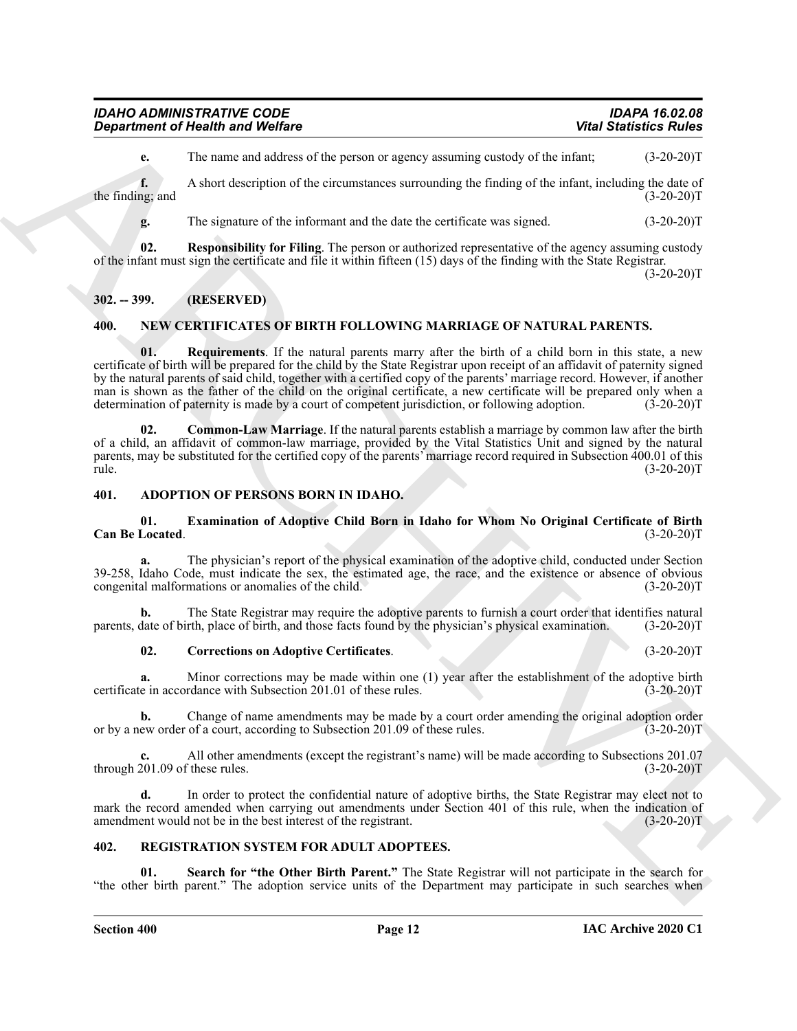**e.** The name and address of the person or agency assuming custody of the infant; (3-20-20)T

**f.** A short description of the circumstances surrounding the finding of the infant, including the date of the finding; and (3-20-20)T

**g.** The signature of the informant and the date the certificate was signed. (3-20-20)T

**02. Responsibility for Filing**. The person or authorized representative of the agency assuming custody of the infant must sign the certificate and file it within fifteen (15) days of the finding with the State Registrar. (3-20-20)T

## 302. -- 399. (RESERVED)

## 400. NEW CERTIFICATES OF BIRTH FOLLOWING MARRIAGE OF NATURAL PARENTS.

**01. Requirements**. If the natural parents marry after the birth of a child born in this state, a new certificate of birth will be prepared for the child by the State Registrar upon receipt of an affidavit of paternity signed by the natural parents of said child, together with a certified copy of the parents' marriage record. However, if another man is shown as the father of the child on the original certificate, a new certificate will be prepared only when a determination of paternity is made by a court of competent jurisdiction, or following adoption. (3-20-20)T

**02. Common-Law Marriage**. If the natural parents establish a marriage by common law after the birth of a child, an affidavit of common-law marriage, provided by the Vital Statistics Unit and signed by the natural parents, may be substituted for the certified copy of the parents' marriage record required in Subsection 400.01 of this rule. (3-20-20)T

## 401. ADOPTION OF PERSONS BORN IN IDAHO.

**01. Examination of Adoptive Child Born in Idaho for Whom No Original Certificate of Birth Can Be Located**. (3-20-20)T

**a.** The physician's report of the physical examination of the adoptive child, conducted under Section 39-258, Idaho Code, must indicate the sex, the estimated age, the race, and the existence or absence of obvious congenital malformations or anomalies of the child. (3-20-20)T

**b.** The State Registrar may require the adoptive parents to furnish a court order that identifies natural parents, date of birth, place of birth, and those facts found by the physician's physical examination. (3-20-20)T

**02. Corrections on Adoptive Certificates**. (3-20-20)T

**a.** Minor corrections may be made within one (1) year after the establishment of the adoptive birth certificate in accordance with Subsection 201.01 of these rules. (3-20-20)T

**b.** Change of name amendments may be made by a court order amending the original adoption order or by a new order of a court, according to Subsection 201.09 of these rules. (3-20-20)T

**c.** All other amendments (except the registrant's name) will be made according to Subsections 201.07 through 201.09 of these rules. (3-20-20)T

**d.** In order to protect the confidential nature of adoptive births, the State Registrar may elect not to mark the record amended when carrying out amendments under Section 401 of this rule, when the indication of amendment would not be in the best interest of the registrant. (3-20-20)T

## 402. REGISTRATION SYSTEM FOR ADULT ADOPTEES.

**01. Search for "the Other Birth Parent."** The State Registrar will not participate in the search for "the other birth parent." The adoption service units of the Department may participate in such searches when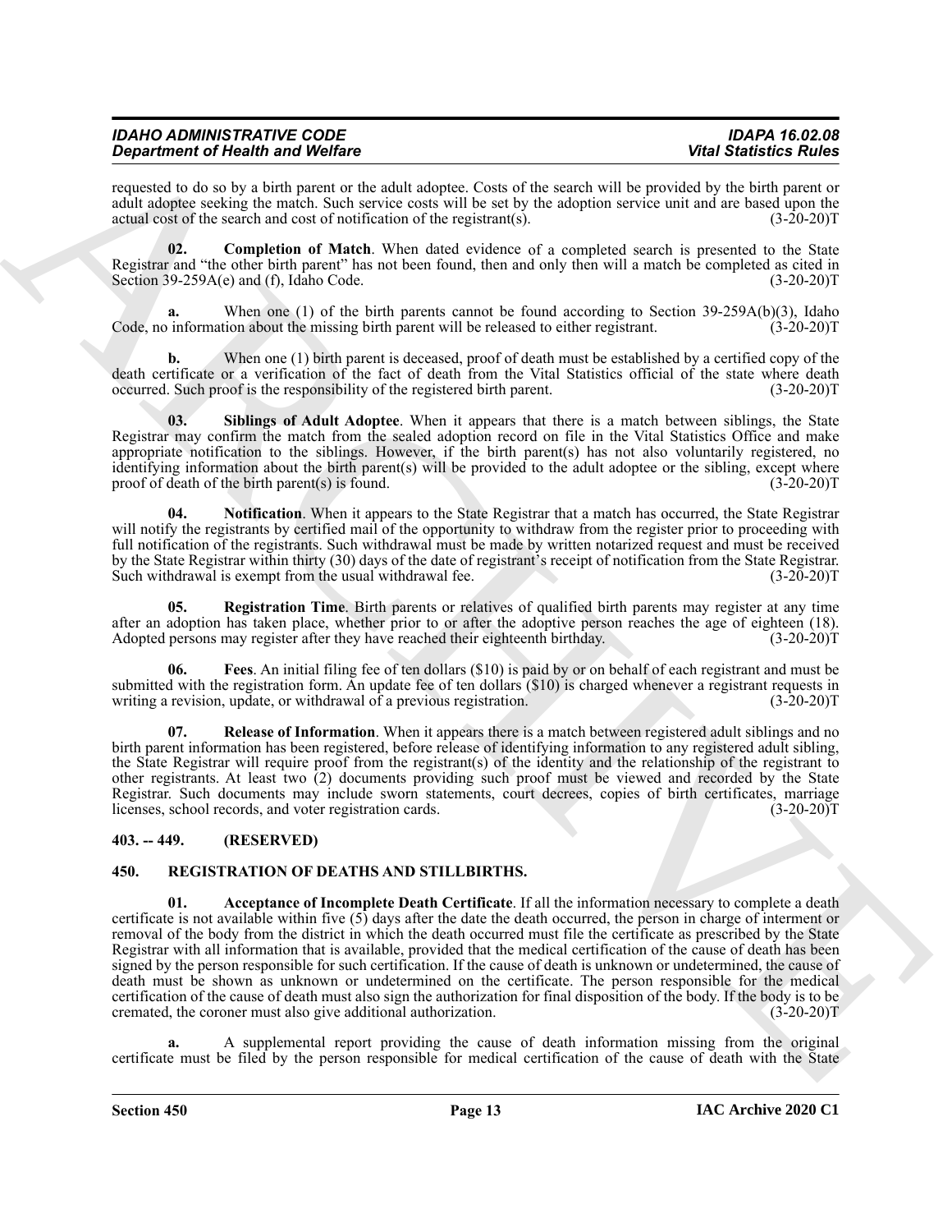requested to do so by a birth parent or the adult adoptee. Costs of the search will be provided by the birth parent or adult adoptee seeking the match. Such service costs will be set by the adoption service unit and are based upon the actual cost of the search and cost of notification of the registrant(s). (3-20-20)T

**02. Completion of Match**. When dated evidence of a completed search is presented to the State Registrar and "the other birth parent" has not been found, then and only then will a match be completed as cited in Section 39-259A(e) and (f), Idaho Code. (3-20-20)T

**a.** When one (1) of the birth parents cannot be found according to Section 39-259A(b)(3), Idaho Code, no information about the missing birth parent will be released to either registrant. (3-20-20)T

**b.** When one (1) birth parent is deceased, proof of death must be established by a certified copy of the death certificate or a verification of the fact of death from the Vital Statistics official of the state where death occurred. Such proof is the responsibility of the registered birth parent. (3-20-20)T

**03. Siblings of Adult Adoptee**. When it appears that there is a match between siblings, the State Registrar may confirm the match from the sealed adoption record on file in the Vital Statistics Office and make appropriate notification to the siblings. However, if the birth parent(s) has not also voluntarily registered, no identifying information about the birth parent(s) will be provided to the adult adoptee or the sibling, except where proof of death of the birth parent(s) is found. (3-20-20)T

**04. Notification**. When it appears to the State Registrar that a match has occurred, the State Registrar will notify the registrants by certified mail of the opportunity to withdraw from the register prior to proceeding with full notification of the registrants. Such withdrawal must be made by written notarized request and must be received by the State Registrar within thirty (30) days of the date of registrant's receipt of notification from the State Registrar. Such withdrawal is exempt from the usual withdrawal fee. (3-20-20)T

**05. Registration Time**. Birth parents or relatives of qualified birth parents may register at any time after an adoption has taken place, whether prior to or after the adoptive person reaches the age of eighteen (18). Adopted persons may register after they have reached their eighteenth birthday. (3-20-20)T

**06. Fees**. An initial filing fee of ten dollars ($10) is paid by or on behalf of each registrant and must be submitted with the registration form. An update fee of ten dollars ($10) is charged whenever a registrant requests in writing a revision, update, or withdrawal of a previous registration. (3-20-20)T

**07. Release of Information**. When it appears there is a match between registered adult siblings and no birth parent information has been registered, before release of identifying information to any registered adult sibling, the State Registrar will require proof from the registrant(s) of the identity and the relationship of the registrant to other registrants. At least two (2) documents providing such proof must be viewed and recorded by the State Registrar. Such documents may include sworn statements, court decrees, copies of birth certificates, marriage licenses, school records, and voter registration cards. (3-20-20)T

## 403. -- 449. (RESERVED)

## 450. REGISTRATION OF DEATHS AND STILLBIRTHS.

**01. Acceptance of Incomplete Death Certificate**. If all the information necessary to complete a death certificate is not available within five (5) days after the date the death occurred, the person in charge of interment or removal of the body from the district in which the death occurred must file the certificate as prescribed by the State Registrar with all information that is available, provided that the medical certification of the cause of death has been signed by the person responsible for such certification. If the cause of death is unknown or undetermined, the cause of death must be shown as unknown or undetermined on the certificate. The person responsible for the medical certification of the cause of death must also sign the authorization for final disposition of the body. If the body is to be cremated, the coroner must also give additional authorization. (3-20-20)T

**a.** A supplemental report providing the cause of death information missing from the original certificate must be filed by the person responsible for medical certification of the cause of death with the State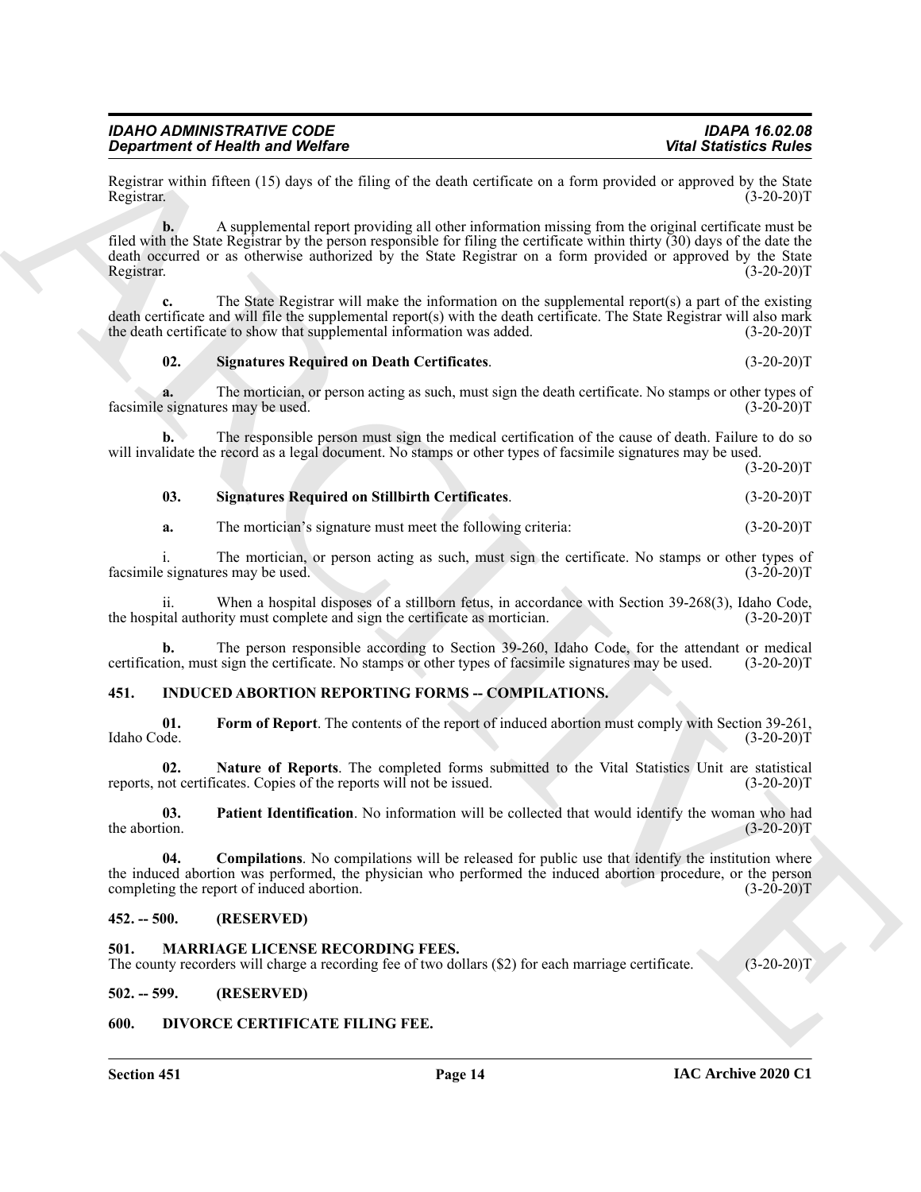Registrar within fifteen (15) days of the filing of the death certificate on a form provided or approved by the State Registrar. (3-20-20)T

**b.** A supplemental report providing all other information missing from the original certificate must be filed with the State Registrar by the person responsible for filing the certificate within thirty (30) days of the date the death occurred or as otherwise authorized by the State Registrar on a form provided or approved by the State Registrar. (3-20-20)T

**c.** The State Registrar will make the information on the supplemental report(s) a part of the existing death certificate and will file the supplemental report(s) with the death certificate. The State Registrar will also mark the death certificate to show that supplemental information was added. (3-20-20)T

**02. Signatures Required on Death Certificates**. (3-20-20)T

**a.** The mortician, or person acting as such, must sign the death certificate. No stamps or other types of facsimile signatures may be used. (3-20-20)T

**b.** The responsible person must sign the medical certification of the cause of death. Failure to do so will invalidate the record as a legal document. No stamps or other types of facsimile signatures may be used. (3-20-20)T

**03. Signatures Required on Stillbirth Certificates**. (3-20-20)T

**a.** The mortician's signature must meet the following criteria: (3-20-20)T

i. The mortician, or person acting as such, must sign the certificate. No stamps or other types of facsimile signatures may be used. (3-20-20)T

ii. When a hospital disposes of a stillborn fetus, in accordance with Section 39-268(3), Idaho Code, the hospital authority must complete and sign the certificate as mortician. (3-20-20)T

**b.** The person responsible according to Section 39-260, Idaho Code, for the attendant or medical certification, must sign the certificate. No stamps or other types of facsimile signatures may be used. (3-20-20)T

## 451. INDUCED ABORTION REPORTING FORMS -- COMPILATIONS.

**01. Form of Report**. The contents of the report of induced abortion must comply with Section 39-261, Idaho Code. (3-20-20)T

**02. Nature of Reports**. The completed forms submitted to the Vital Statistics Unit are statistical reports, not certificates. Copies of the reports will not be issued. (3-20-20)T

**03. Patient Identification**. No information will be collected that would identify the woman who had the abortion. (3-20-20)T

**04. Compilations**. No compilations will be released for public use that identify the institution where the induced abortion was performed, the physician who performed the induced abortion procedure, or the person completing the report of induced abortion. (3-20-20)T

## 452. -- 500. (RESERVED)

## 501. MARRIAGE LICENSE RECORDING FEES.

The county recorders will charge a recording fee of two dollars ($2) for each marriage certificate. (3-20-20)T

## 502. -- 599. (RESERVED)

## 600. DIVORCE CERTIFICATE FILING FEE.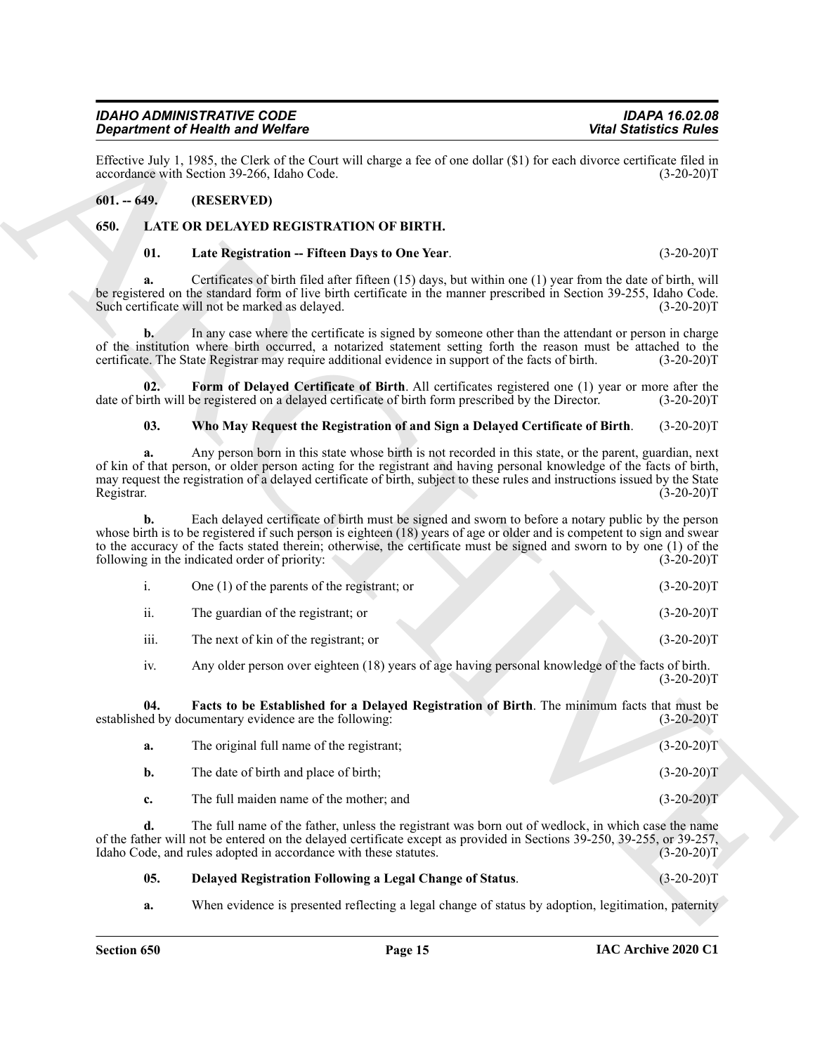Effective July 1, 1985, the Clerk of the Court will charge a fee of one dollar ($1) for each divorce certificate filed in accordance with Section 39-266, Idaho Code. (3-20-20)T

## 601. -- 649. (RESERVED)

## 650. LATE OR DELAYED REGISTRATION OF BIRTH.

**01. Late Registration -- Fifteen Days to One Year**. (3-20-20)T

**a.** Certificates of birth filed after fifteen (15) days, but within one (1) year from the date of birth, will be registered on the standard form of live birth certificate in the manner prescribed in Section 39-255, Idaho Code. Such certificate will not be marked as delayed. (3-20-20)T

**b.** In any case where the certificate is signed by someone other than the attendant or person in charge of the institution where birth occurred, a notarized statement setting forth the reason must be attached to the certificate. The State Registrar may require additional evidence in support of the facts of birth. (3-20-20)T

**02. Form of Delayed Certificate of Birth**. All certificates registered one (1) year or more after the date of birth will be registered on a delayed certificate of birth form prescribed by the Director. (3-20-20)T

**03. Who May Request the Registration of and Sign a Delayed Certificate of Birth**. (3-20-20)T

**a.** Any person born in this state whose birth is not recorded in this state, or the parent, guardian, next of kin of that person, or older person acting for the registrant and having personal knowledge of the facts of birth, may request the registration of a delayed certificate of birth, subject to these rules and instructions issued by the State Registrar. (3-20-20)T

**b.** Each delayed certificate of birth must be signed and sworn to before a notary public by the person whose birth is to be registered if such person is eighteen (18) years of age or older and is competent to sign and swear to the accuracy of the facts stated therein; otherwise, the certificate must be signed and sworn to by one (1) of the following in the indicated order of priority: (3-20-20)T

i. One (1) of the parents of the registrant; or (3-20-20)T

ii. The guardian of the registrant; or (3-20-20)T

iii. The next of kin of the registrant; or (3-20-20)T

iv. Any older person over eighteen (18) years of age having personal knowledge of the facts of birth. (3-20-20)T

**04. Facts to be Established for a Delayed Registration of Birth**. The minimum facts that must be established by documentary evidence are the following: (3-20-20)T

**a.** The original full name of the registrant; (3-20-20)T

**b.** The date of birth and place of birth; (3-20-20)T

**c.** The full maiden name of the mother; and (3-20-20)T

**d.** The full name of the father, unless the registrant was born out of wedlock, in which case the name of the father will not be entered on the delayed certificate except as provided in Sections 39-250, 39-255, or 39-257, Idaho Code, and rules adopted in accordance with these statutes. (3-20-20)T

**05. Delayed Registration Following a Legal Change of Status**. (3-20-20)T

**a.** When evidence is presented reflecting a legal change of status by adoption, legitimation, paternity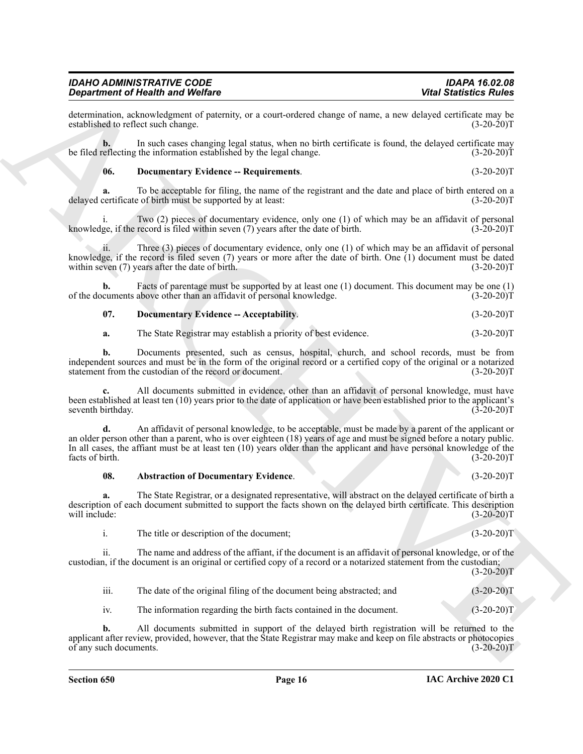determination, acknowledgment of paternity, or a court-ordered change of name, a new delayed certificate may be established to reflect such change. (3-20-20)T

**b.** In such cases changing legal status, when no birth certificate is found, the delayed certificate may be filed reflecting the information established by the legal change. (3-20-20)T

**06. Documentary Evidence -- Requirements**. (3-20-20)T

**a.** To be acceptable for filing, the name of the registrant and the date and place of birth entered on a delayed certificate of birth must be supported by at least: (3-20-20)T

i. Two (2) pieces of documentary evidence, only one (1) of which may be an affidavit of personal knowledge, if the record is filed within seven (7) years after the date of birth. (3-20-20)T

ii. Three (3) pieces of documentary evidence, only one (1) of which may be an affidavit of personal knowledge, if the record is filed seven (7) years or more after the date of birth. One (1) document must be dated within seven (7) years after the date of birth. (3-20-20)T

**b.** Facts of parentage must be supported by at least one (1) document. This document may be one (1) of the documents above other than an affidavit of personal knowledge. (3-20-20)T

**07. Documentary Evidence -- Acceptability**. (3-20-20)T

**a.** The State Registrar may establish a priority of best evidence. (3-20-20)T

**b.** Documents presented, such as census, hospital, church, and school records, must be from independent sources and must be in the form of the original record or a certified copy of the original or a notarized statement from the custodian of the record or document. (3-20-20)T

**c.** All documents submitted in evidence, other than an affidavit of personal knowledge, must have been established at least ten (10) years prior to the date of application or have been established prior to the applicant's seventh birthday. (3-20-20)T

**d.** An affidavit of personal knowledge, to be acceptable, must be made by a parent of the applicant or an older person other than a parent, who is over eighteen (18) years of age and must be signed before a notary public. In all cases, the affiant must be at least ten (10) years older than the applicant and have personal knowledge of the facts of birth. (3-20-20)T

**08. Abstraction of Documentary Evidence**. (3-20-20)T

**a.** The State Registrar, or a designated representative, will abstract on the delayed certificate of birth a description of each document submitted to support the facts shown on the delayed birth certificate. This description will include: (3-20-20)T

i. The title or description of the document; (3-20-20)T

ii. The name and address of the affiant, if the document is an affidavit of personal knowledge, or of the custodian, if the document is an original or certified copy of a record or a notarized statement from the custodian; (3-20-20)T

iii. The date of the original filing of the document being abstracted; and (3-20-20)T

iv. The information regarding the birth facts contained in the document. (3-20-20)T

**b.** All documents submitted in support of the delayed birth registration will be returned to the applicant after review, provided, however, that the State Registrar may make and keep on file abstracts or photocopies of any such documents. (3-20-20)T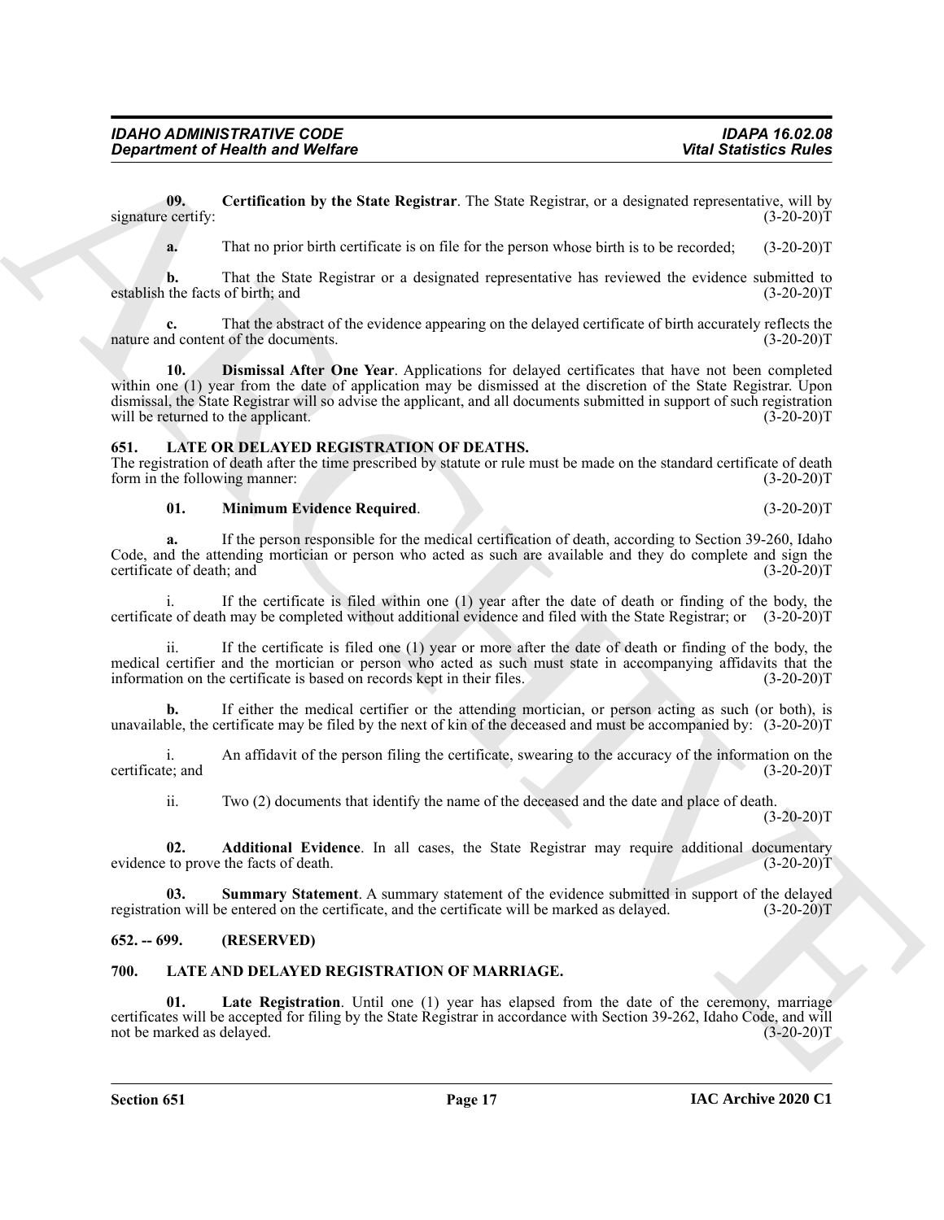**09. Certification by the State Registrar**. The State Registrar, or a designated representative, will by signature certify: (3-20-20)T

**a.** That no prior birth certificate is on file for the person whose birth is to be recorded; (3-20-20)T

**b.** That the State Registrar or a designated representative has reviewed the evidence submitted to establish the facts of birth; and (3-20-20)T

**c.** That the abstract of the evidence appearing on the delayed certificate of birth accurately reflects the nature and content of the documents. (3-20-20)T

**10. Dismissal After One Year**. Applications for delayed certificates that have not been completed within one (1) year from the date of application may be dismissed at the discretion of the State Registrar. Upon dismissal, the State Registrar will so advise the applicant, and all documents submitted in support of such registration will be returned to the applicant. (3-20-20)T

## 651. LATE OR DELAYED REGISTRATION OF DEATHS.

The registration of death after the time prescribed by statute or rule must be made on the standard certificate of death form in the following manner: (3-20-20)T

**01. Minimum Evidence Required**. (3-20-20)T

**a.** If the person responsible for the medical certification of death, according to Section 39-260, Idaho Code, and the attending mortician or person who acted as such are available and they do complete and sign the certificate of death; and (3-20-20)T

i. If the certificate is filed within one (1) year after the date of death or finding of the body, the certificate of death may be completed without additional evidence and filed with the State Registrar; or (3-20-20)T

ii. If the certificate is filed one (1) year or more after the date of death or finding of the body, the medical certifier and the mortician or person who acted as such must state in accompanying affidavits that the information on the certificate is based on records kept in their files. (3-20-20)T

**b.** If either the medical certifier or the attending mortician, or person acting as such (or both), is unavailable, the certificate may be filed by the next of kin of the deceased and must be accompanied by: (3-20-20)T

i. An affidavit of the person filing the certificate, swearing to the accuracy of the information on the certificate; and (3-20-20)T

ii. Two (2) documents that identify the name of the deceased and the date and place of death. (3-20-20)T

**02. Additional Evidence**. In all cases, the State Registrar may require additional documentary evidence to prove the facts of death. (3-20-20)T

**03. Summary Statement**. A summary statement of the evidence submitted in support of the delayed registration will be entered on the certificate, and the certificate will be marked as delayed. (3-20-20)T

## 652. -- 699. (RESERVED)

## 700. LATE AND DELAYED REGISTRATION OF MARRIAGE.

**01. Late Registration**. Until one (1) year has elapsed from the date of the ceremony, marriage certificates will be accepted for filing by the State Registrar in accordance with Section 39-262, Idaho Code, and will not be marked as delayed. (3-20-20)T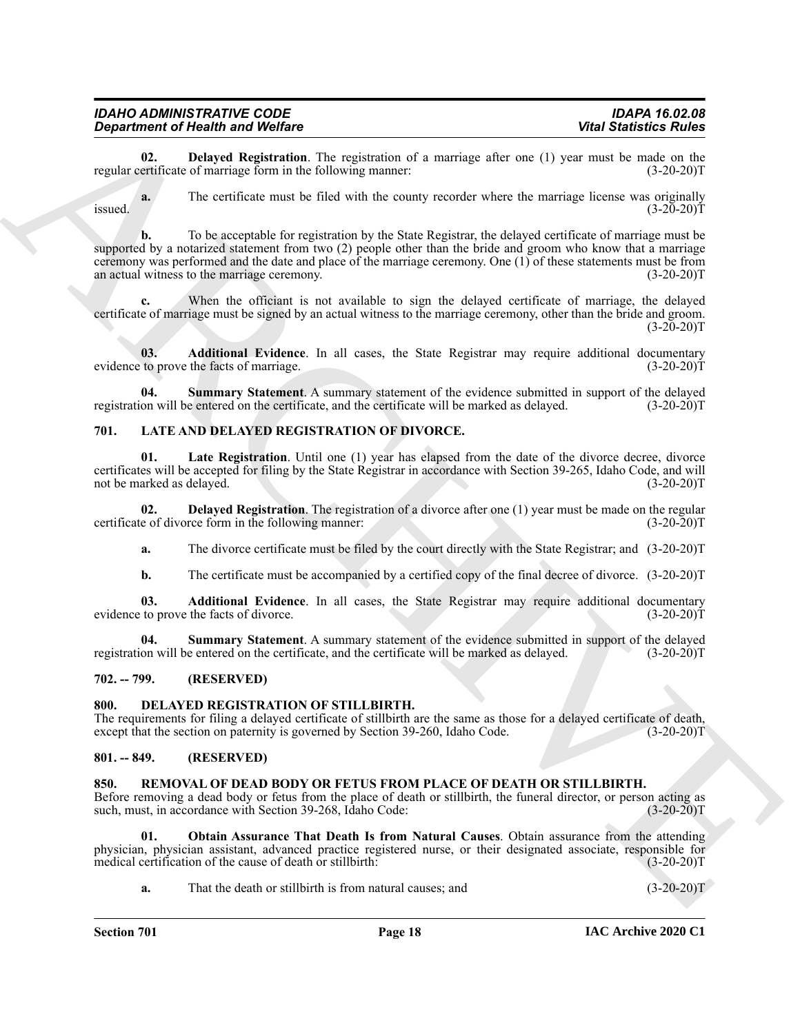**02. Delayed Registration**. The registration of a marriage after one (1) year must be made on the regular certificate of marriage form in the following manner: (3-20-20)T

**a.** The certificate must be filed with the county recorder where the marriage license was originally issued. (3-20-20)T

**b.** To be acceptable for registration by the State Registrar, the delayed certificate of marriage must be supported by a notarized statement from two (2) people other than the bride and groom who know that a marriage ceremony was performed and the date and place of the marriage ceremony. One (1) of these statements must be from an actual witness to the marriage ceremony. (3-20-20)T

**c.** When the officiant is not available to sign the delayed certificate of marriage, the delayed certificate of marriage must be signed by an actual witness to the marriage ceremony, other than the bride and groom. (3-20-20)T

**03. Additional Evidence**. In all cases, the State Registrar may require additional documentary evidence to prove the facts of marriage. (3-20-20)T

**04. Summary Statement**. A summary statement of the evidence submitted in support of the delayed registration will be entered on the certificate, and the certificate will be marked as delayed. (3-20-20)T

## 701. LATE AND DELAYED REGISTRATION OF DIVORCE.

**01. Late Registration**. Until one (1) year has elapsed from the date of the divorce decree, divorce certificates will be accepted for filing by the State Registrar in accordance with Section 39-265, Idaho Code, and will not be marked as delayed. (3-20-20)T

**02. Delayed Registration**. The registration of a divorce after one (1) year must be made on the regular certificate of divorce form in the following manner: (3-20-20)T

**a.** The divorce certificate must be filed by the court directly with the State Registrar; and (3-20-20)T

**b.** The certificate must be accompanied by a certified copy of the final decree of divorce. (3-20-20)T

**03. Additional Evidence**. In all cases, the State Registrar may require additional documentary evidence to prove the facts of divorce. (3-20-20)T

**04. Summary Statement**. A summary statement of the evidence submitted in support of the delayed registration will be entered on the certificate, and the certificate will be marked as delayed. (3-20-20)T

## 702. -- 799. (RESERVED)

## 800. DELAYED REGISTRATION OF STILLBIRTH.

The requirements for filing a delayed certificate of stillbirth are the same as those for a delayed certificate of death, except that the section on paternity is governed by Section 39-260, Idaho Code. (3-20-20)T

## 801. -- 849. (RESERVED)

## 850. REMOVAL OF DEAD BODY OR FETUS FROM PLACE OF DEATH OR STILLBIRTH.

Before removing a dead body or fetus from the place of death or stillbirth, the funeral director, or person acting as such, must, in accordance with Section 39-268, Idaho Code: (3-20-20)T

**01. Obtain Assurance That Death Is from Natural Causes**. Obtain assurance from the attending physician, physician assistant, advanced practice registered nurse, or their designated associate, responsible for medical certification of the cause of death or stillbirth: (3-20-20)T

**a.** That the death or stillbirth is from natural causes; and (3-20-20)T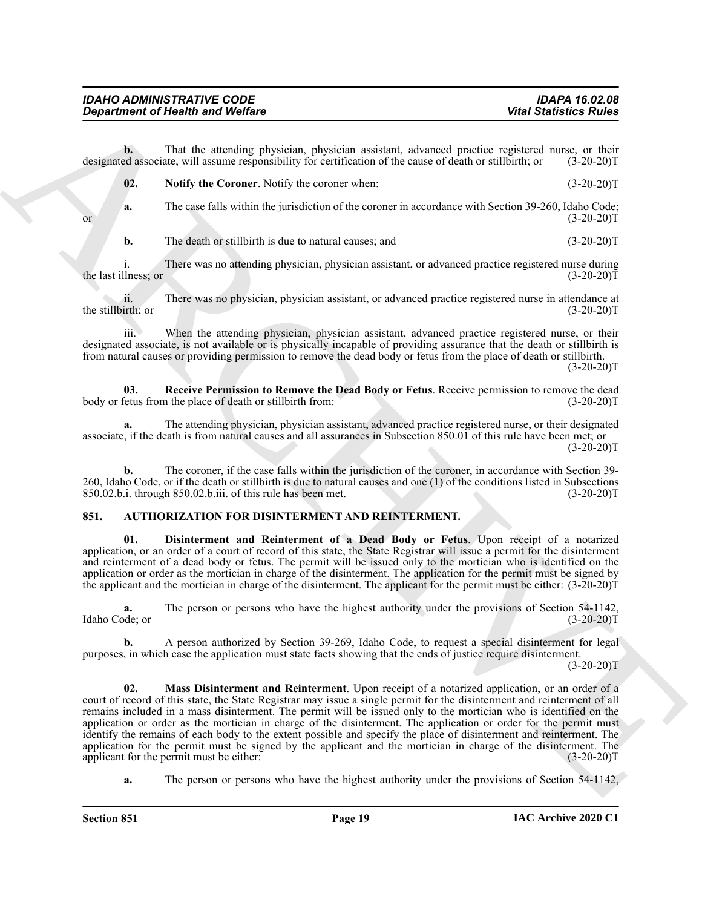**b.** That the attending physician, physician assistant, advanced practice registered nurse, or their designated associate, will assume responsibility for certification of the cause of death or stillbirth; or (3-20-20)T

**02. Notify the Coroner**. Notify the coroner when: (3-20-20)T

**a.** The case falls within the jurisdiction of the coroner in accordance with Section 39-260, Idaho Code; or (3-20-20)T

**b.** The death or stillbirth is due to natural causes; and (3-20-20)T

i. There was no attending physician, physician assistant, or advanced practice registered nurse during the last illness; or (3-20-20)T

ii. There was no physician, physician assistant, or advanced practice registered nurse in attendance at the stillbirth; or (3-20-20)T

iii. When the attending physician, physician assistant, advanced practice registered nurse, or their designated associate, is not available or is physically incapable of providing assurance that the death or stillbirth is from natural causes or providing permission to remove the dead body or fetus from the place of death or stillbirth. (3-20-20)T

**03. Receive Permission to Remove the Dead Body or Fetus**. Receive permission to remove the dead body or fetus from the place of death or stillbirth from: (3-20-20)T

**a.** The attending physician, physician assistant, advanced practice registered nurse, or their designated associate, if the death is from natural causes and all assurances in Subsection 850.01 of this rule have been met; or (3-20-20)T

**b.** The coroner, if the case falls within the jurisdiction of the coroner, in accordance with Section 39-260, Idaho Code, or if the death or stillbirth is due to natural causes and one (1) of the conditions listed in Subsections 850.02.b.i. through 850.02.b.iii. of this rule has been met. (3-20-20)T

## 851. AUTHORIZATION FOR DISINTERMENT AND REINTERMENT.

**01. Disinterment and Reinterment of a Dead Body or Fetus**. Upon receipt of a notarized application, or an order of a court of record of this state, the State Registrar will issue a permit for the disinterment and reinterment of a dead body or fetus. The permit will be issued only to the mortician who is identified on the application or order as the mortician in charge of the disinterment. The application for the permit must be signed by the applicant and the mortician in charge of the disinterment. The applicant for the permit must be either: (3-20-20)T

**a.** The person or persons who have the highest authority under the provisions of Section 54-1142, Idaho Code; or (3-20-20)T

**b.** A person authorized by Section 39-269, Idaho Code, to request a special disinterment for legal purposes, in which case the application must state facts showing that the ends of justice require disinterment. (3-20-20)T

**02. Mass Disinterment and Reinterment**. Upon receipt of a notarized application, or an order of a court of record of this state, the State Registrar may issue a single permit for the disinterment and reinterment of all remains included in a mass disinterment. The permit will be issued only to the mortician who is identified on the application or order as the mortician in charge of the disinterment. The application or order for the permit must identify the remains of each body to the extent possible and specify the place of disinterment and reinterment. The application for the permit must be signed by the applicant and the mortician in charge of the disinterment. The applicant for the permit must be either: (3-20-20)T

**a.** The person or persons who have the highest authority under the provisions of Section 54-1142,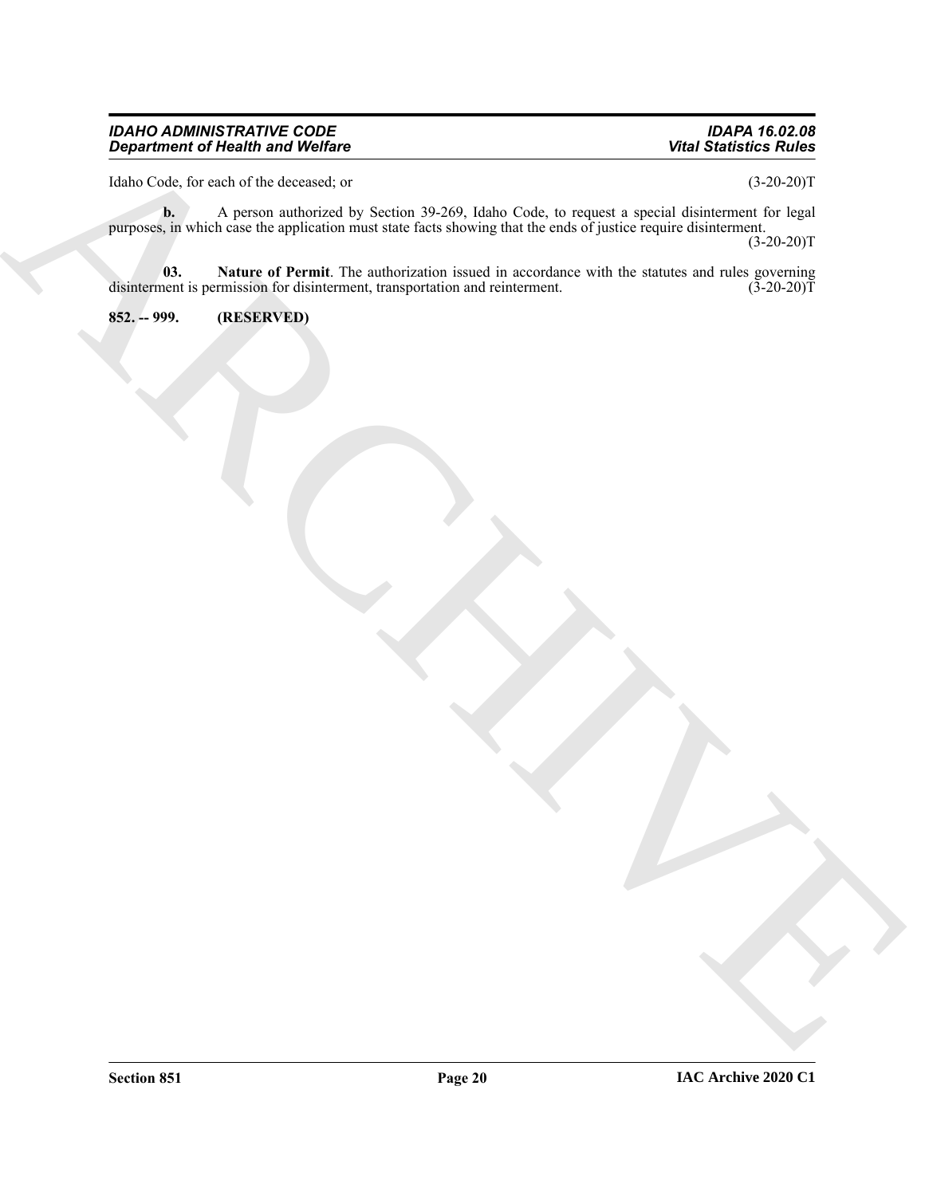Idaho Code, for each of the deceased; or (3-20-20)T

**b.** A person authorized by Section 39-269, Idaho Code, to request a special disinterment for legal purposes, in which case the application must state facts showing that the ends of justice require disinterment. (3-20-20)T

**03. Nature of Permit**. The authorization issued in accordance with the statutes and rules governing disinterment is permission for disinterment, transportation and reinterment. (3-20-20)T

**852. -- 999. (RESERVED)**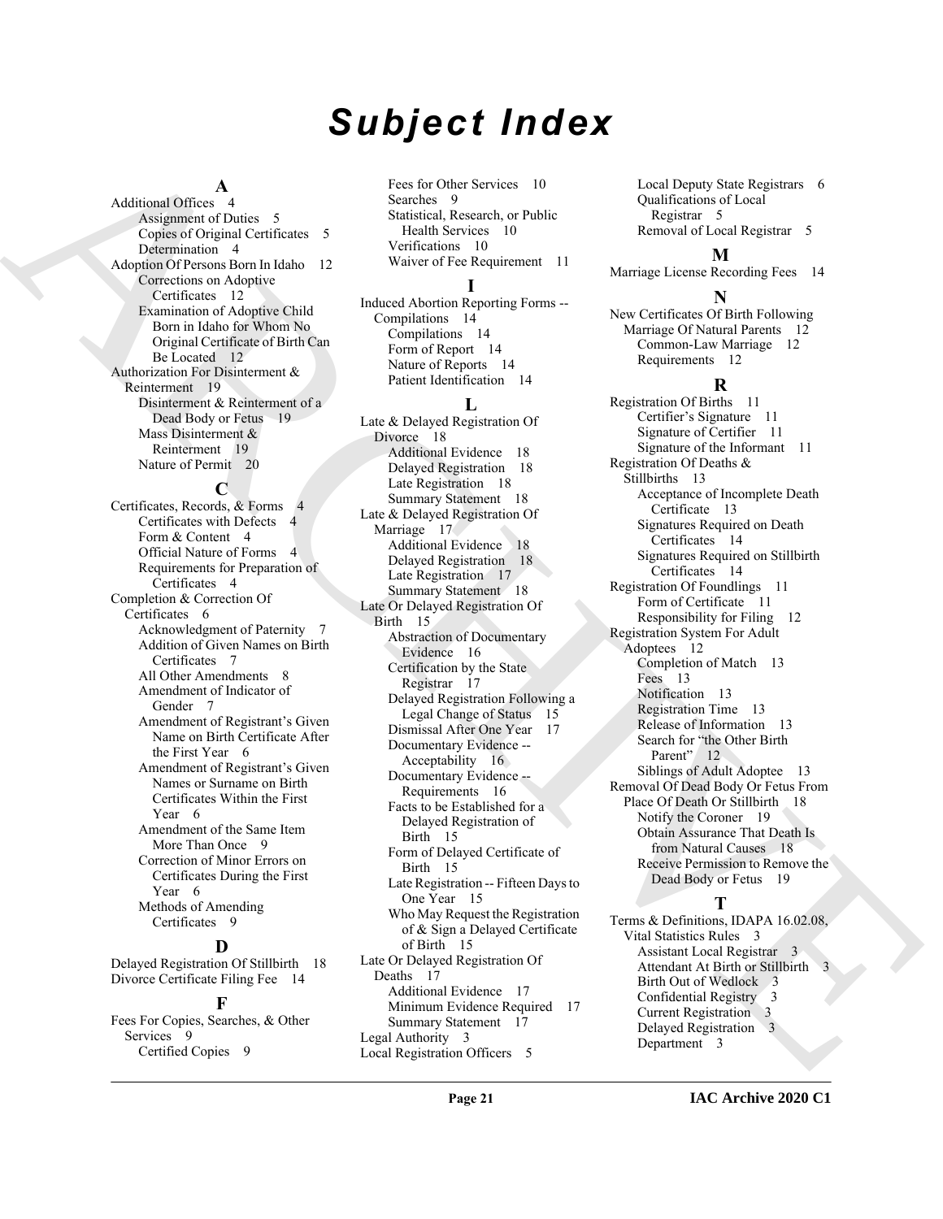# Subject Index

**A**

Additional Offices 4
- Assignment of Duties 5
- Copies of Original Certificates 5
- Determination 4

Adoption Of Persons Born In Idaho 12
- Corrections on Adoptive Certificates 12
- Examination of Adoptive Child Born in Idaho for Whom No Original Certificate of Birth Can Be Located 12

Authorization For Disinterment & Reinterment 19
- Disinterment & Reinterment of a Dead Body or Fetus 19
- Mass Disinterment & Reinterment 19
- Nature of Permit 20

**C**

Certificates, Records, & Forms 4
- Certificates with Defects 4
- Form & Content 4
- Official Nature of Forms 4
- Requirements for Preparation of Certificates 4

Completion & Correction Of Certificates 6
- Acknowledgment of Paternity 7
- Addition of Given Names on Birth Certificates 7
- All Other Amendments 8
- Amendment of Indicator of Gender 7
- Amendment of Registrant's Given Name on Birth Certificate After the First Year 6
- Amendment of Registrant's Given Names or Surname on Birth Certificates Within the First Year 6
- Amendment of the Same Item More Than Once 9
- Correction of Minor Errors on Certificates During the First Year 6
- Methods of Amending Certificates 9

**D**

Delayed Registration Of Stillbirth 18

Divorce Certificate Filing Fee 14

**F**

Fees For Copies, Searches, & Other Services 9
- Certified Copies 9
- Fees for Other Services 10
- Searches 9
- Statistical, Research, or Public Health Services 10
- Verifications 10
- Waiver of Fee Requirement 11

**I**

Induced Abortion Reporting Forms -- Compilations 14
- Compilations 14
- Form of Report 14
- Nature of Reports 14
- Patient Identification 14

**L**

Late & Delayed Registration Of Divorce 18
- Additional Evidence 18
- Delayed Registration 18
- Late Registration 18
- Summary Statement 18

Late & Delayed Registration Of Marriage 17
- Additional Evidence 18
- Delayed Registration 18
- Late Registration 17
- Summary Statement 18

Late Or Delayed Registration Of Birth 15
- Abstraction of Documentary Evidence 16
- Certification by the State Registrar 17
- Delayed Registration Following a Legal Change of Status 15
- Dismissal After One Year 17
- Documentary Evidence -- Acceptability 16
- Documentary Evidence -- Requirements 16
- Facts to be Established for a Delayed Registration of Birth 15
- Form of Delayed Certificate of Birth 15
- Late Registration -- Fifteen Days to One Year 15
- Who May Request the Registration of & Sign a Delayed Certificate of Birth 15

Late Or Delayed Registration Of Deaths 17
- Additional Evidence 17
- Minimum Evidence Required 17
- Summary Statement 17

Legal Authority 3

Local Registration Officers 5
- Local Deputy State Registrars 6
- Qualifications of Local Registrar 5
- Removal of Local Registrar 5

**M**

Marriage License Recording Fees 14

**N**

New Certificates Of Birth Following Marriage Of Natural Parents 12
- Common-Law Marriage 12
- Requirements 12

**R**

Registration Of Births 11
- Certifier's Signature 11
- Signature of Certifier 11
- Signature of the Informant 11

Registration Of Deaths & Stillbirths 13
- Acceptance of Incomplete Death Certificate 13
- Signatures Required on Death Certificates 14
- Signatures Required on Stillbirth Certificates 14

Registration Of Foundlings 11
- Form of Certificate 11
- Responsibility for Filing 12

Registration System For Adult Adoptees 12
- Completion of Match 13
- Fees 13
- Notification 13
- Registration Time 13
- Release of Information 13
- Search for "the Other Birth Parent" 12
- Siblings of Adult Adoptee 13

Removal Of Dead Body Or Fetus From Place Of Death Or Stillbirth 18
- Notify the Coroner 19
- Obtain Assurance That Death Is from Natural Causes 18
- Receive Permission to Remove the Dead Body or Fetus 19

**T**

Terms & Definitions, IDAPA 16.02.08, Vital Statistics Rules 3
- Assistant Local Registrar 3
- Attendant At Birth or Stillbirth 3
- Birth Out of Wedlock 3
- Confidential Registry 3
- Current Registration 3
- Delayed Registration 3
- Department 3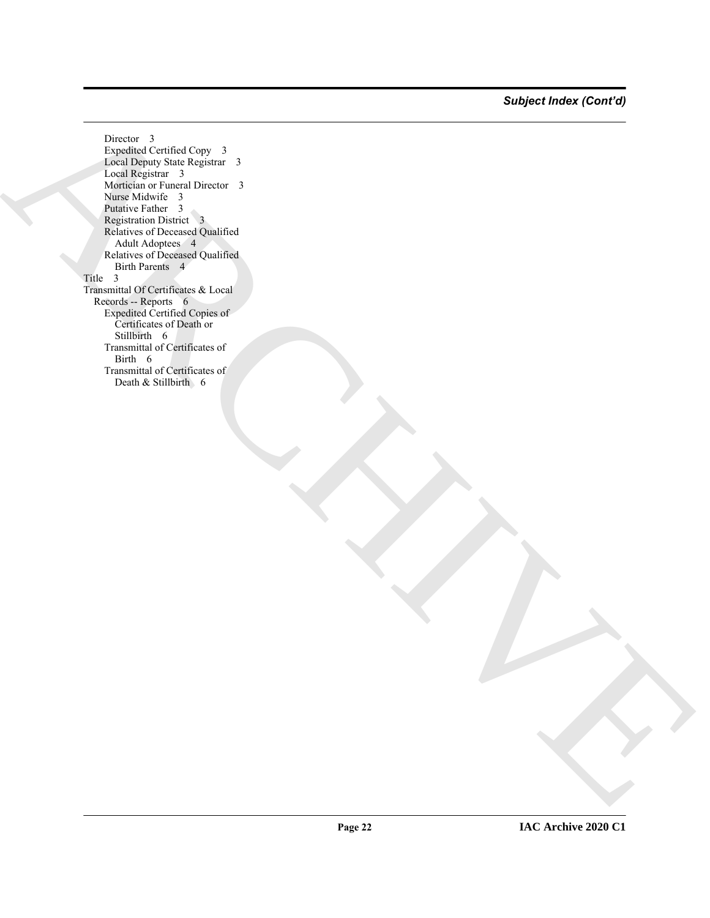Director 3
Expedited Certified Copy 3
Local Deputy State Registrar 3
Local Registrar 3
Mortician or Funeral Director 3
Nurse Midwife 3
Putative Father 3
Registration District 3
Relatives of Deceased Qualified Adult Adoptees 4
Relatives of Deceased Qualified Birth Parents 4

Title 3

Transmittal Of Certificates & Local Records -- Reports 6
Expedited Certified Copies of Certificates of Death or Stillbirth 6
Transmittal of Certificates of Birth 6
Transmittal of Certificates of Death & Stillbirth 6